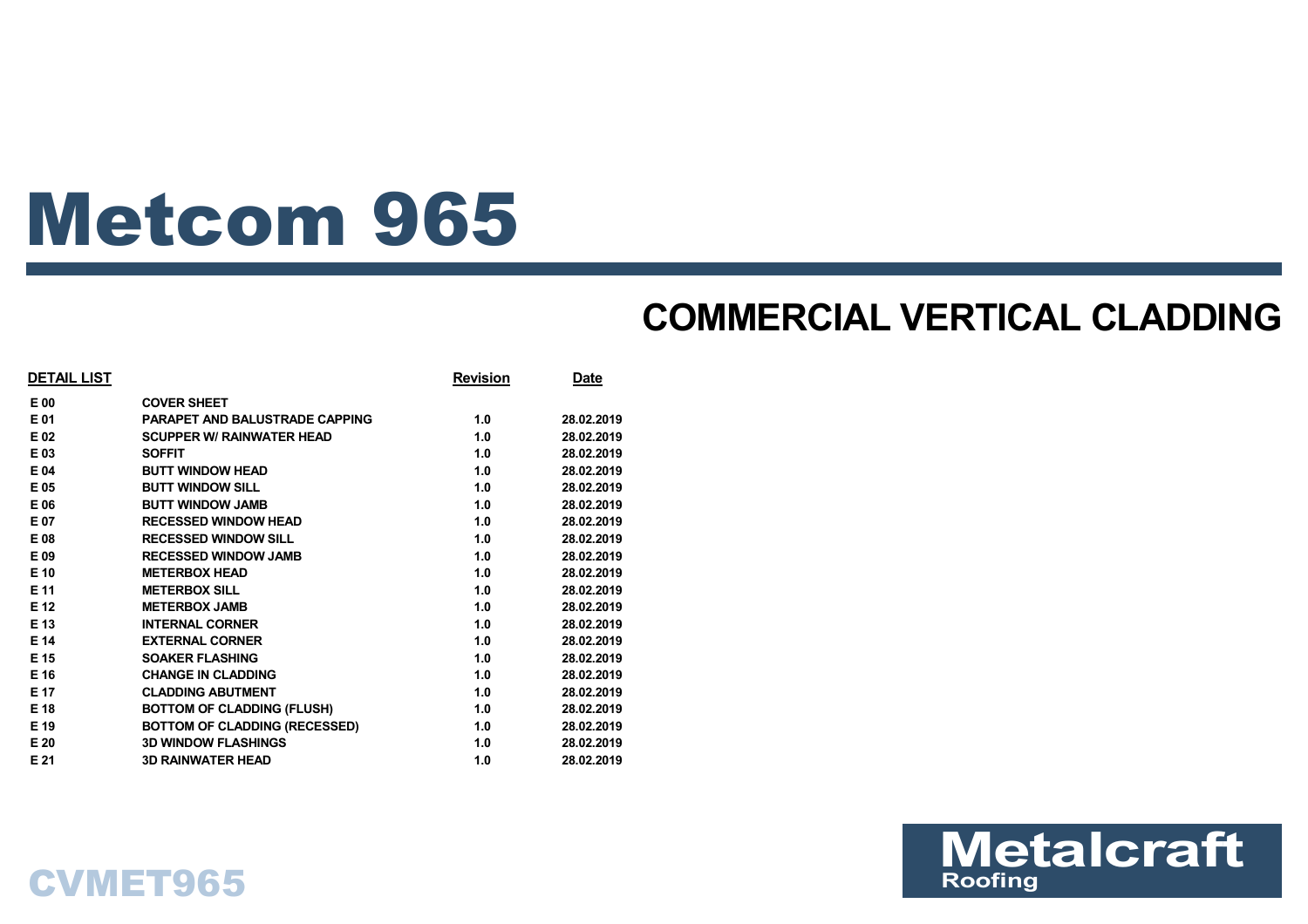# Metcom 965

## COMMERCIAL VERTICAL CLADDING

| DETAIL LIST | | Revision | Date |
|---|---|---|---|
| E 00 | COVER SHEET | | |
| E 01 | PARAPET AND BALUSTRADE CAPPING | 1.0 | 28.02.2019 |
| E 02 | SCUPPER W/ RAINWATER HEAD | 1.0 | 28.02.2019 |
| E 03 | SOFFIT | 1.0 | 28.02.2019 |
| E 04 | BUTT WINDOW HEAD | 1.0 | 28.02.2019 |
| E 05 | BUTT WINDOW SILL | 1.0 | 28.02.2019 |
| E 06 | BUTT WINDOW JAMB | 1.0 | 28.02.2019 |
| E 07 | RECESSED WINDOW HEAD | 1.0 | 28.02.2019 |
| E 08 | RECESSED WINDOW SILL | 1.0 | 28.02.2019 |
| E 09 | RECESSED WINDOW JAMB | 1.0 | 28.02.2019 |
| E 10 | METERBOX HEAD | 1.0 | 28.02.2019 |
| E 11 | METERBOX SILL | 1.0 | 28.02.2019 |
| E 12 | METERBOX JAMB | 1.0 | 28.02.2019 |
| E 13 | INTERNAL CORNER | 1.0 | 28.02.2019 |
| E 14 | EXTERNAL CORNER | 1.0 | 28.02.2019 |
| E 15 | SOAKER FLASHING | 1.0 | 28.02.2019 |
| E 16 | CHANGE IN CLADDING | 1.0 | 28.02.2019 |
| E 17 | CLADDING ABUTMENT | 1.0 | 28.02.2019 |
| E 18 | BOTTOM OF CLADDING (FLUSH) | 1.0 | 28.02.2019 |
| E 19 | BOTTOM OF CLADDING (RECESSED) | 1.0 | 28.02.2019 |
| E 20 | 3D WINDOW FLASHINGS | 1.0 | 28.02.2019 |
| E 21 | 3D RAINWATER HEAD | 1.0 | 28.02.2019 |

CVMET965

Metalcraft Roofing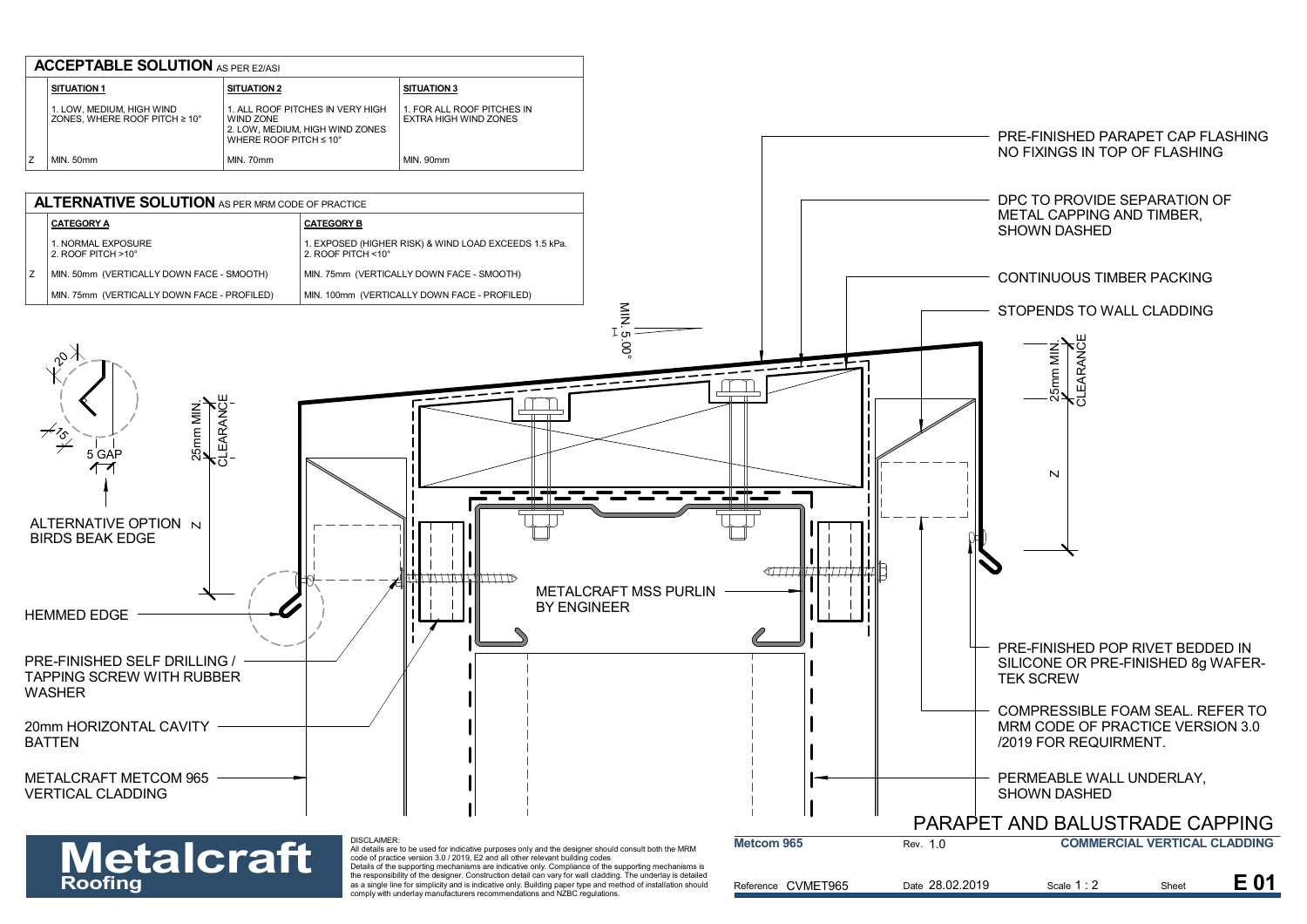## ACCEPTABLE SOLUTION AS PER E2/ASI

| | SITUATION 1 | SITUATION 2 | SITUATION 3 |
|---|---|---|---|
| | 1. LOW, MEDIUM, HIGH WIND ZONES, WHERE ROOF PITCH ≥ 10° | 1. ALL ROOF PITCHES IN VERY HIGH WIND ZONE<br>2. LOW, MEDIUM, HIGH WIND ZONES WHERE ROOF PITCH ≤ 10° | 1. FOR ALL ROOF PITCHES IN EXTRA HIGH WIND ZONES |
| Z | MIN. 50mm | MIN. 70mm | MIN. 90mm |

## ALTERNATIVE SOLUTION AS PER MRM CODE OF PRACTICE

| | CATEGORY A | CATEGORY B |
|---|---|---|
| | 1. NORMAL EXPOSURE<br>2. ROOF PITCH >10° | 1. EXPOSED (HIGHER RISK) & WIND LOAD EXCEEDS 1.5 kPa.<br>2. ROOF PITCH <10° |
| Z | MIN. 50mm (VERTICALLY DOWN FACE - SMOOTH) | MIN. 75mm (VERTICALLY DOWN FACE - SMOOTH) |
| | MIN. 75mm (VERTICALLY DOWN FACE - PROFILED) | MIN. 100mm (VERTICALLY DOWN FACE - PROFILED) |

- PRE-FINISHED PARAPET CAP FLASHING NO FIXINGS IN TOP OF FLASHING
- DPC TO PROVIDE SEPARATION OF METAL CAPPING AND TIMBER, SHOWN DASHED
- CONTINUOUS TIMBER PACKING
- STOPENDS TO WALL CLADDING
- MIN. 5.00°
- 20
- 15
- 5 GAP
- 25mm MIN. CLEARANCE
- Z
- ALTERNATIVE OPTION BIRDS BEAK EDGE
- HEMMED EDGE
- METALCRAFT MSS PURLIN BY ENGINEER
- PRE-FINISHED SELF DRILLING / TAPPING SCREW WITH RUBBER WASHER
- 20mm HORIZONTAL CAVITY BATTEN
- METALCRAFT METCOM 965 VERTICAL CLADDING
- PRE-FINISHED POP RIVET BEDDED IN SILICONE OR PRE-FINISHED 8g WAFER-TEK SCREW
- COMPRESSIBLE FOAM SEAL. REFER TO MRM CODE OF PRACTICE VERSION 3.0 /2019 FOR REQUIRMENT.
- PERMEABLE WALL UNDERLAY, SHOWN DASHED

# PARAPET AND BALUSTRADE CAPPING

DISCLAIMER:
All details are to be used for indicative purposes only and the designer should consult both the MRM code of practice version 3.0 / 2019, E2 and all other relevant building codes
Details of the supporting mechanisms are indicative only. Compliance of the supporting mechanisms is the responsibility of the designer. Construction detail can vary for wall cladding. The underlay is detailed as a single line for simplicity and is indicative only. Building paper type and method of installation should comply with underlay manufacturers recommendations and NZBC regulations.

**Metalcraft Roofing**

| Metcom 965 | Rev. 1.0 | COMMERCIAL VERTICAL CLADDING | |
|---|---|---|---|
| Reference CVMET965 | Date 28.02.2019 | Scale 1 : 2 | Sheet **E 01** |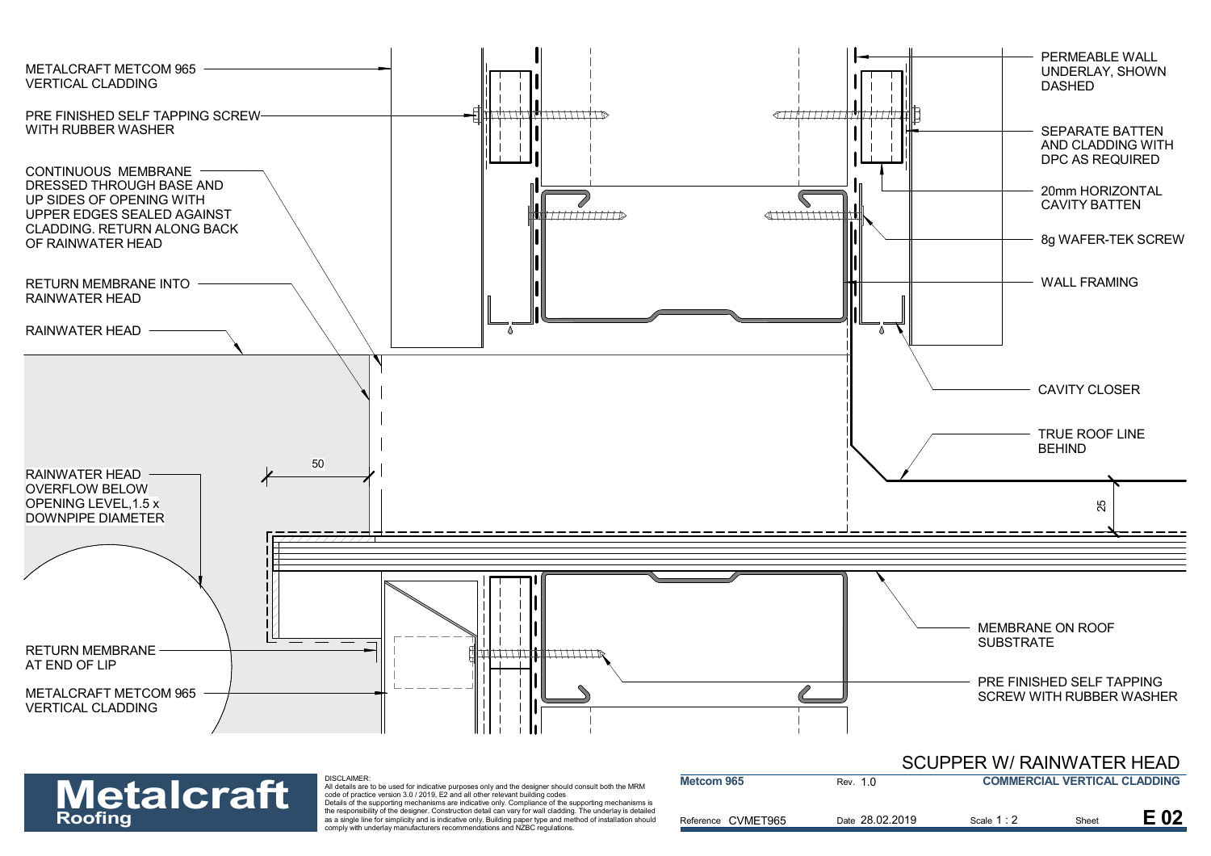METALCRAFT METCOM 965 VERTICAL CLADDING

PRE FINISHED SELF TAPPING SCREW WITH RUBBER WASHER

CONTINUOUS MEMBRANE DRESSED THROUGH BASE AND UP SIDES OF OPENING WITH UPPER EDGES SEALED AGAINST CLADDING. RETURN ALONG BACK OF RAINWATER HEAD

RETURN MEMBRANE INTO RAINWATER HEAD

RAINWATER HEAD

RAINWATER HEAD OVERFLOW BELOW OPENING LEVEL,1.5 x DOWNPIPE DIAMETER

50

RETURN MEMBRANE AT END OF LIP

METALCRAFT METCOM 965 VERTICAL CLADDING

PERMEABLE WALL UNDERLAY, SHOWN DASHED

SEPARATE BATTEN AND CLADDING WITH DPC AS REQUIRED

20mm HORIZONTAL CAVITY BATTEN

8g WAFER-TEK SCREW

WALL FRAMING

CAVITY CLOSER

TRUE ROOF LINE BEHIND

25

MEMBRANE ON ROOF SUBSTRATE

PRE FINISHED SELF TAPPING SCREW WITH RUBBER WASHER

# SCUPPER W/ RAINWATER HEAD

**Metalcraft** Roofing

DISCLAIMER:
All details are to be used for indicative purposes only and the designer should consult both the MRM code of practice version 3.0 / 2019, E2 and all other relevant building codes
Details of the supporting mechanisms are indicative only. Compliance of the supporting mechanisms is the responsibility of the designer. Construction detail can vary for wall cladding. The underlay is detailed as a single line for simplicity and is indicative only. Building paper type and method of installation should comply with underlay manufacturers recommendations and NZBC regulations.

| **Metcom 965** | Rev. 1.0 | **COMMERCIAL VERTICAL CLADDING** | | |
|---|---|---|---|---|
| Reference CVMET965 | Date 28.02.2019 | Scale 1 : 2 | Sheet | **E 02** |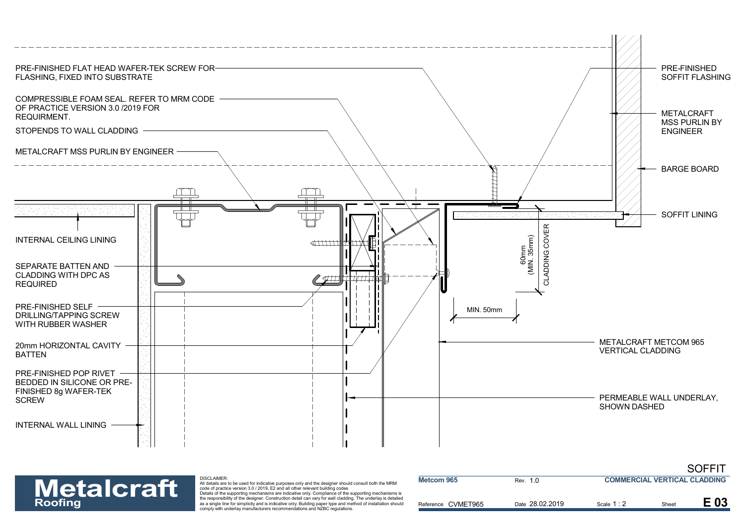PRE-FINISHED FLAT HEAD WAFER-TEK SCREW FOR FLASHING, FIXED INTO SUBSTRATE

COMPRESSIBLE FOAM SEAL. REFER TO MRM CODE OF PRACTICE VERSION 3.0 /2019 FOR REQUIRMENT.

STOPENDS TO WALL CLADDING

METALCRAFT MSS PURLIN BY ENGINEER

INTERNAL CEILING LINING

SEPARATE BATTEN AND CLADDING WITH DPC AS REQUIRED

PRE-FINISHED SELF DRILLING/TAPPING SCREW WITH RUBBER WASHER

20mm HORIZONTAL CAVITY BATTEN

PRE-FINISHED POP RIVET BEDDED IN SILICONE OR PRE-FINISHED 8g WAFER-TEK SCREW

INTERNAL WALL LINING

PRE-FINISHED SOFFIT FLASHING

METALCRAFT MSS PURLIN BY ENGINEER

BARGE BOARD

SOFFIT LINING

60mm (MIN. 35mm) CLADDING COVER

MIN. 50mm

METALCRAFT METCOM 965 VERTICAL CLADDING

PERMEABLE WALL UNDERLAY, SHOWN DASHED

## SOFFIT

**Metalcraft Roofing**

DISCLAIMER:
All details are to be used for indicative purposes only and the designer should consult both the MRM code of practice version 3.0 / 2019, E2 and all other relevant building codes
Details of the supporting mechanisms are indicative only. Compliance of the supporting mechanisms is the responsibility of the designer. Construction detail can vary for wall cladding. The underlay is detailed as a single line for simplicity and is indicative only. Building paper type and method of installation should comply with underlay manufacturers recommendations and NZBC regulations.

| **Metcom 965** | Rev. 1.0 | **COMMERCIAL VERTICAL CLADDING** | |
|---|---|---|---|
| Reference CVMET965 | Date 28.02.2019 | Scale 1 : 2 | Sheet **E 03** |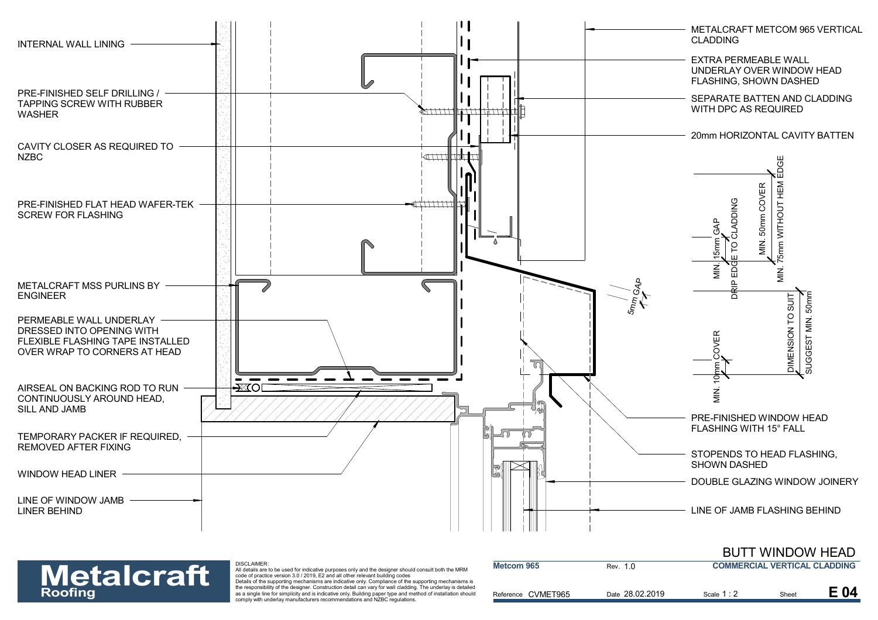INTERNAL WALL LINING

PRE-FINISHED SELF DRILLING / TAPPING SCREW WITH RUBBER WASHER

CAVITY CLOSER AS REQUIRED TO NZBC

PRE-FINISHED FLAT HEAD WAFER-TEK SCREW FOR FLASHING

METALCRAFT MSS PURLINS BY ENGINEER

PERMEABLE WALL UNDERLAY DRESSED INTO OPENING WITH FLEXIBLE FLASHING TAPE INSTALLED OVER WRAP TO CORNERS AT HEAD

AIRSEAL ON BACKING ROD TO RUN CONTINUOUSLY AROUND HEAD, SILL AND JAMB

TEMPORARY PACKER IF REQUIRED, REMOVED AFTER FIXING

WINDOW HEAD LINER

LINE OF WINDOW JAMB LINER BEHIND

METALCRAFT METCOM 965 VERTICAL CLADDING

EXTRA PERMEABLE WALL UNDERLAY OVER WINDOW HEAD FLASHING, SHOWN DASHED

SEPARATE BATTEN AND CLADDING WITH DPC AS REQUIRED

20mm HORIZONTAL CAVITY BATTEN

5mm GAP

MIN. 15mm GAP DRIP EDGE TO CLADDING

MIN. 50mm COVER

MIN. 75mm WITHOUT HEM EDGE

MIN. 10mm COVER

DIMENSION TO SUIT SUGGEST MIN. 50mm

PRE-FINISHED WINDOW HEAD FLASHING WITH 15° FALL

STOPENDS TO HEAD FLASHING, SHOWN DASHED

DOUBLE GLAZING WINDOW JOINERY

LINE OF JAMB FLASHING BEHIND

**Metalcraft Roofing**

DISCLAIMER:
All details are to be used for indicative purposes only and the designer should consult both the MRM code of practice version 3.0 / 2019, E2 and all other relevant building codes
Details of the supporting mechanisms are indicative only. Compliance of the supporting mechanisms is the responsibility of the designer. Construction detail can vary for wall cladding. The underlay is detailed as a single line for simplicity and is indicative only. Building paper type and method of installation should comply with underlay manufacturers recommendations and NZBC regulations.

## BUTT WINDOW HEAD

| Metcom 965 | Rev. 1.0 | COMMERCIAL VERTICAL CLADDING | |
|---|---|---|---|
| Reference CVMET965 | Date 28.02.2019 | Scale 1 : 2 | Sheet **E 04** |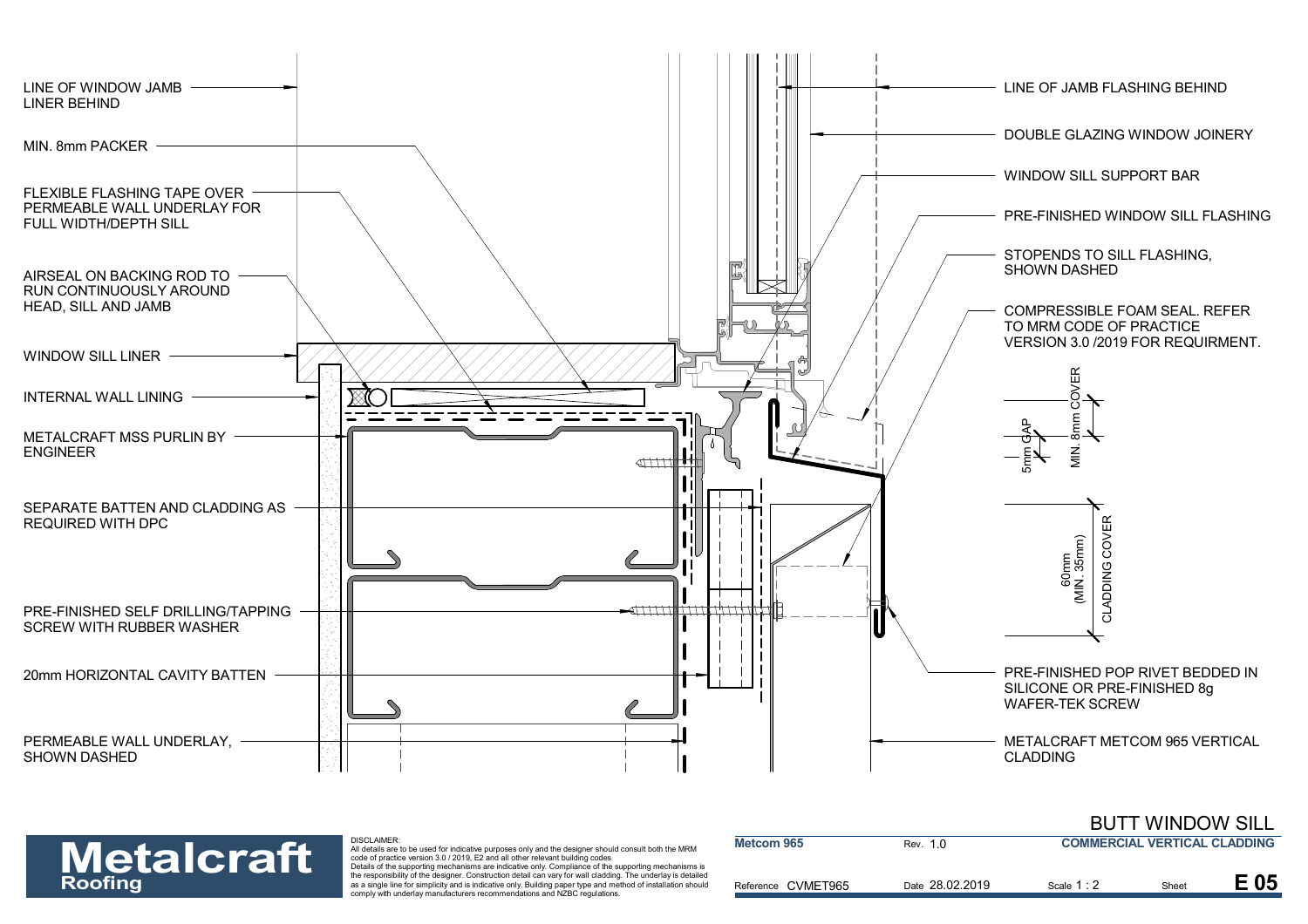# BUTT WINDOW SILL

LINE OF WINDOW JAMB LINER BEHIND

MIN. 8mm PACKER

FLEXIBLE FLASHING TAPE OVER PERMEABLE WALL UNDERLAY FOR FULL WIDTH/DEPTH SILL

AIRSEAL ON BACKING ROD TO RUN CONTINUOUSLY AROUND HEAD, SILL AND JAMB

WINDOW SILL LINER

INTERNAL WALL LINING

METALCRAFT MSS PURLIN BY ENGINEER

SEPARATE BATTEN AND CLADDING AS REQUIRED WITH DPC

PRE-FINISHED SELF DRILLING/TAPPING SCREW WITH RUBBER WASHER

20mm HORIZONTAL CAVITY BATTEN

PERMEABLE WALL UNDERLAY, SHOWN DASHED

LINE OF JAMB FLASHING BEHIND

DOUBLE GLAZING WINDOW JOINERY

WINDOW SILL SUPPORT BAR

PRE-FINISHED WINDOW SILL FLASHING

STOPENDS TO SILL FLASHING, SHOWN DASHED

COMPRESSIBLE FOAM SEAL. REFER TO MRM CODE OF PRACTICE VERSION 3.0 /2019 FOR REQUIRMENT.

5mm GAP

MIN. 8mm COVER

60mm (MIN. 35mm) CLADDING COVER

PRE-FINISHED POP RIVET BEDDED IN SILICONE OR PRE-FINISHED 8g WAFER-TEK SCREW

METALCRAFT METCOM 965 VERTICAL CLADDING

**Metalcraft Roofing**

DISCLAIMER:
All details are to be used for indicative purposes only and the designer should consult both the MRM code of practice version 3.0 / 2019, E2 and all other relevant building codes
Details of the supporting mechanisms are indicative only. Compliance of the supporting mechanisms is the responsibility of the designer. Construction detail can vary for wall cladding. The underlay is detailed as a single line for simplicity and is indicative only. Building paper type and method of installation should comply with underlay manufacturers recommendations and NZBC regulations.

| Metcom 965 | Rev. 1.0 | COMMERCIAL VERTICAL CLADDING | |
|---|---|---|---|
| Reference CVMET965 | Date 28.02.2019 | Scale 1 : 2 | Sheet E 05 |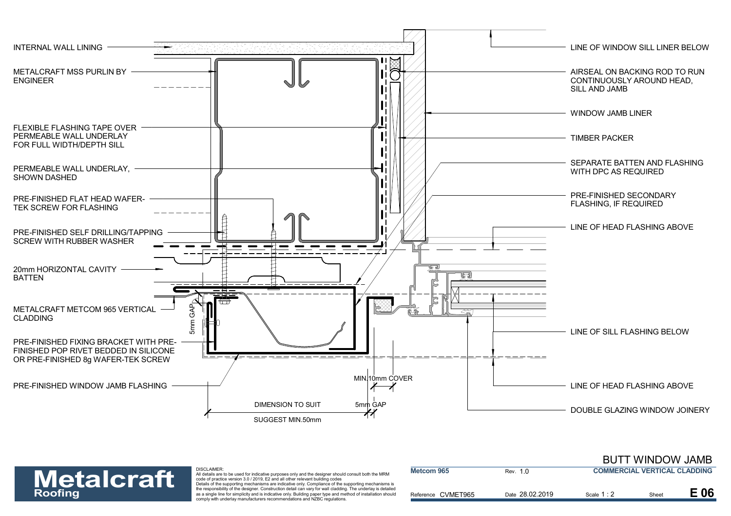INTERNAL WALL LINING

METALCRAFT MSS PURLIN BY ENGINEER

FLEXIBLE FLASHING TAPE OVER PERMEABLE WALL UNDERLAY FOR FULL WIDTH/DEPTH SILL

PERMEABLE WALL UNDERLAY, SHOWN DASHED

PRE-FINISHED FLAT HEAD WAFER-TEK SCREW FOR FLASHING

PRE-FINISHED SELF DRILLING/TAPPING SCREW WITH RUBBER WASHER

20mm HORIZONTAL CAVITY BATTEN

METALCRAFT METCOM 965 VERTICAL CLADDING

PRE-FINISHED FIXING BRACKET WITH PRE-FINISHED POP RIVET BEDDED IN SILICONE OR PRE-FINISHED 8g WAFER-TEK SCREW

PRE-FINISHED WINDOW JAMB FLASHING

5mm GAP

MIN.10mm COVER

DIMENSION TO SUIT

SUGGEST MIN.50mm

5mm GAP

LINE OF WINDOW SILL LINER BELOW

AIRSEAL ON BACKING ROD TO RUN CONTINUOUSLY AROUND HEAD, SILL AND JAMB

WINDOW JAMB LINER

TIMBER PACKER

SEPARATE BATTEN AND FLASHING WITH DPC AS REQUIRED

PRE-FINISHED SECONDARY FLASHING, IF REQUIRED

LINE OF HEAD FLASHING ABOVE

LINE OF SILL FLASHING BELOW

LINE OF HEAD FLASHING ABOVE

DOUBLE GLAZING WINDOW JOINERY

**Metalcraft Roofing**

DISCLAIMER:
All details are to be used for indicative purposes only and the designer should consult both the MRM code of practice version 3.0 / 2019, E2 and all other relevant building codes
Details of the supporting mechanisms are indicative only. Compliance of the supporting mechanisms is the responsibility of the designer. Construction detail can vary for wall cladding. The underlay is detailed as a single line for simplicity and is indicative only. Building paper type and method of installation should comply with underlay manufacturers recommendations and NZBC regulations.

# BUTT WINDOW JAMB

| Metcom 965 | Rev. 1.0 | COMMERCIAL VERTICAL CLADDING | |
|---|---|---|---|
| Reference CVMET965 | Date 28.02.2019 | Scale 1 : 2 | Sheet E 06 |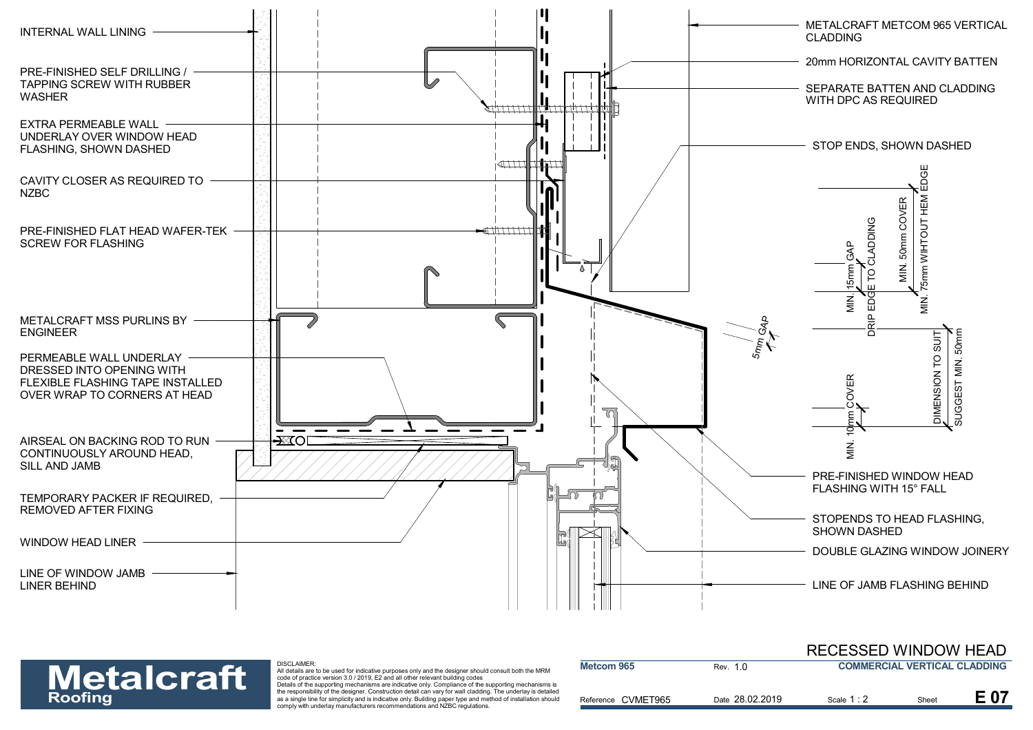INTERNAL WALL LINING

PRE-FINISHED SELF DRILLING / TAPPING SCREW WITH RUBBER WASHER

EXTRA PERMEABLE WALL UNDERLAY OVER WINDOW HEAD FLASHING, SHOWN DASHED

CAVITY CLOSER AS REQUIRED TO NZBC

PRE-FINISHED FLAT HEAD WAFER-TEK SCREW FOR FLASHING

METALCRAFT MSS PURLINS BY ENGINEER

PERMEABLE WALL UNDERLAY DRESSED INTO OPENING WITH FLEXIBLE FLASHING TAPE INSTALLED OVER WRAP TO CORNERS AT HEAD

AIRSEAL ON BACKING ROD TO RUN CONTINUOUSLY AROUND HEAD, SILL AND JAMB

TEMPORARY PACKER IF REQUIRED, REMOVED AFTER FIXING

WINDOW HEAD LINER

LINE OF WINDOW JAMB LINER BEHIND

METALCRAFT METCOM 965 VERTICAL CLADDING

20mm HORIZONTAL CAVITY BATTEN

SEPARATE BATTEN AND CLADDING WITH DPC AS REQUIRED

STOP ENDS, SHOWN DASHED

MIN. 15mm GAP

DRIP EDGE TO CLADDING

MIN. 50mm COVER

MIN. 75mm WIHTOUT HEM EDGE

5mm GAP

MIN. 10mm COVER

DIMENSION TO SUIT

SUGGEST MIN. 50mm

PRE-FINISHED WINDOW HEAD FLASHING WITH 15° FALL

STOPENDS TO HEAD FLASHING, SHOWN DASHED

DOUBLE GLAZING WINDOW JOINERY

LINE OF JAMB FLASHING BEHIND

# RECESSED WINDOW HEAD

**Metalcraft Roofing**

DISCLAIMER:
All details are to be used for indicative purposes only and the designer should consult both the MRM code of practice version 3.0 / 2019, E2 and all other relevant building codes
Details of the supporting mechanisms are indicative only. Compliance of the supporting mechanisms is the responsibility of the designer. Construction detail can vary for wall cladding. The underlay is detailed as a single line for simplicity and is indicative only. Building paper type and method of installation should comply with underlay manufacturers recommendations and NZBC regulations.

| **Metcom 965** | Rev. 1.0 | **COMMERCIAL VERTICAL CLADDING** | | |
|---|---|---|---|---|
| Reference CVMET965 | Date 28.02.2019 | Scale 1 : 2 | Sheet | **E 07** |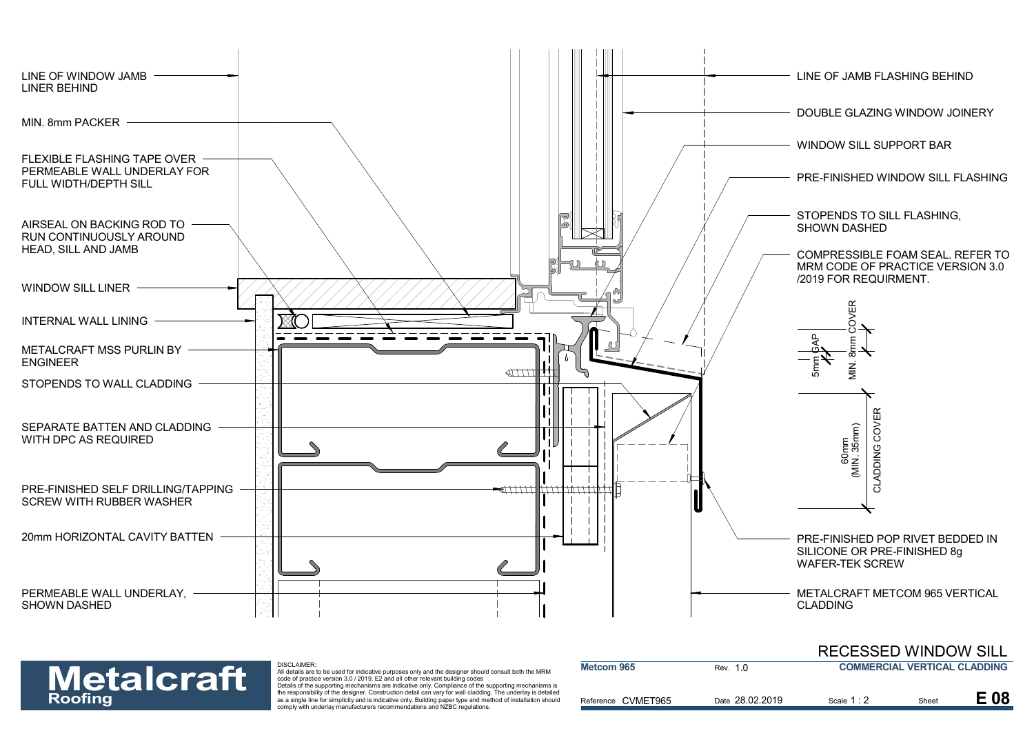LINE OF WINDOW JAMB LINER BEHIND

MIN. 8mm PACKER

FLEXIBLE FLASHING TAPE OVER PERMEABLE WALL UNDERLAY FOR FULL WIDTH/DEPTH SILL

AIRSEAL ON BACKING ROD TO RUN CONTINUOUSLY AROUND HEAD, SILL AND JAMB

WINDOW SILL LINER

INTERNAL WALL LINING

METALCRAFT MSS PURLIN BY ENGINEER

STOPENDS TO WALL CLADDING

SEPARATE BATTEN AND CLADDING WITH DPC AS REQUIRED

PRE-FINISHED SELF DRILLING/TAPPING SCREW WITH RUBBER WASHER

20mm HORIZONTAL CAVITY BATTEN

PERMEABLE WALL UNDERLAY, SHOWN DASHED

LINE OF JAMB FLASHING BEHIND

DOUBLE GLAZING WINDOW JOINERY

WINDOW SILL SUPPORT BAR

PRE-FINISHED WINDOW SILL FLASHING

STOPENDS TO SILL FLASHING, SHOWN DASHED

COMPRESSIBLE FOAM SEAL. REFER TO MRM CODE OF PRACTICE VERSION 3.0 /2019 FOR REQUIRMENT.

5mm GAP

MIN. 8mm COVER

60mm (MIN. 35mm) CLADDING COVER

PRE-FINISHED POP RIVET BEDDED IN SILICONE OR PRE-FINISHED 8g WAFER-TEK SCREW

METALCRAFT METCOM 965 VERTICAL CLADDING

# RECESSED WINDOW SILL

**Metalcraft Roofing**

DISCLAIMER:
All details are to be used for indicative purposes only and the designer should consult both the MRM code of practice version 3.0 / 2019, E2 and all other relevant building codes
Details of the supporting mechanisms are indicative only. Compliance of the supporting mechanisms is the responsibility of the designer. Construction detail can vary for wall cladding. The underlay is detailed as a single line for simplicity and is indicative only. Building paper type and method of installation should comply with underlay manufacturers recommendations and NZBC regulations.

| Metcom 965 | Rev. 1.0 | COMMERCIAL VERTICAL CLADDING | | |
|---|---|---|---|---|
| Reference CVMET965 | Date 28.02.2019 | Scale 1 : 2 | Sheet | E 08 |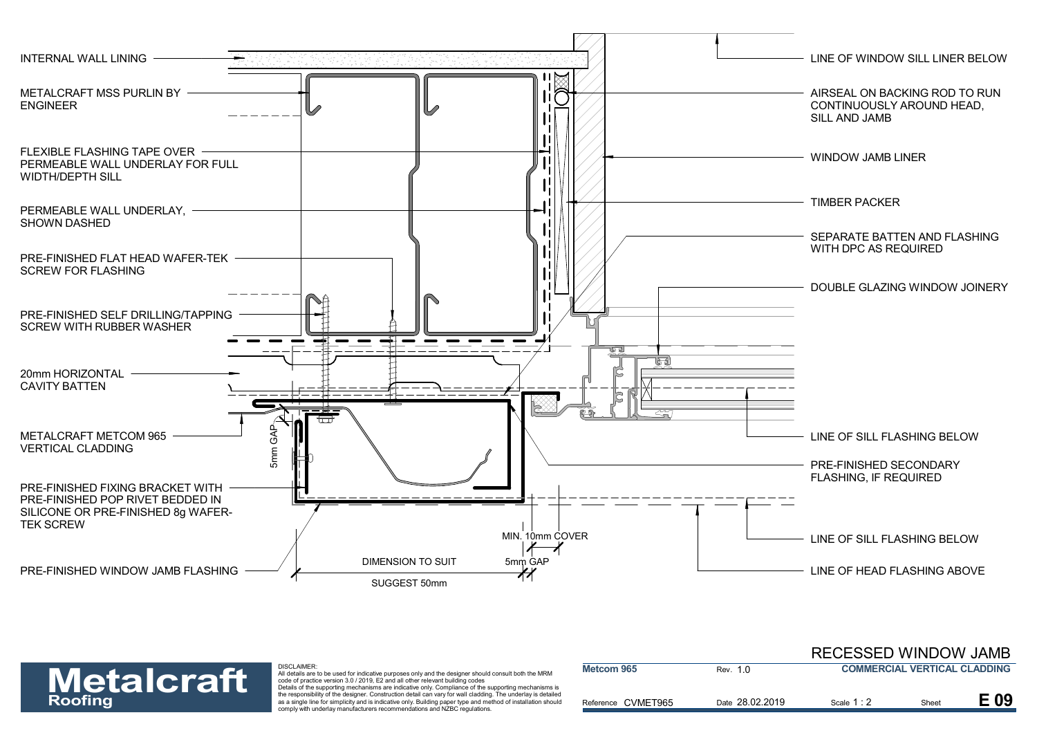INTERNAL WALL LINING

METALCRAFT MSS PURLIN BY ENGINEER

FLEXIBLE FLASHING TAPE OVER PERMEABLE WALL UNDERLAY FOR FULL WIDTH/DEPTH SILL

PERMEABLE WALL UNDERLAY, SHOWN DASHED

PRE-FINISHED FLAT HEAD WAFER-TEK SCREW FOR FLASHING

PRE-FINISHED SELF DRILLING/TAPPING SCREW WITH RUBBER WASHER

20mm HORIZONTAL CAVITY BATTEN

METALCRAFT METCOM 965 VERTICAL CLADDING

PRE-FINISHED FIXING BRACKET WITH PRE-FINISHED POP RIVET BEDDED IN SILICONE OR PRE-FINISHED 8g WAFER-TEK SCREW

PRE-FINISHED WINDOW JAMB FLASHING

LINE OF WINDOW SILL LINER BELOW

AIRSEAL ON BACKING ROD TO RUN CONTINUOUSLY AROUND HEAD, SILL AND JAMB

WINDOW JAMB LINER

TIMBER PACKER

SEPARATE BATTEN AND FLASHING WITH DPC AS REQUIRED

DOUBLE GLAZING WINDOW JOINERY

LINE OF SILL FLASHING BELOW

PRE-FINISHED SECONDARY FLASHING, IF REQUIRED

LINE OF SILL FLASHING BELOW

LINE OF HEAD FLASHING ABOVE

5mm GAP

MIN. 10mm COVER

5mm GAP

DIMENSION TO SUIT

SUGGEST 50mm

# RECESSED WINDOW JAMB

**Metalcraft Roofing**

DISCLAIMER:
All details are to be used for indicative purposes only and the designer should consult both the MRM code of practice version 3.0 / 2019, E2 and all other relevant building codes
Details of the supporting mechanisms are indicative only. Compliance of the supporting mechanisms is the responsibility of the designer. Construction detail can vary for wall cladding. The underlay is detailed as a single line for simplicity and is indicative only. Building paper type and method of installation should comply with underlay manufacturers recommendations and NZBC regulations.

| Metcom 965 | Rev. 1.0 | COMMERCIAL VERTICAL CLADDING | | |
|---|---|---|---|---|
| Reference CVMET965 | Date 28.02.2019 | Scale 1 : 2 | Sheet | E 09 |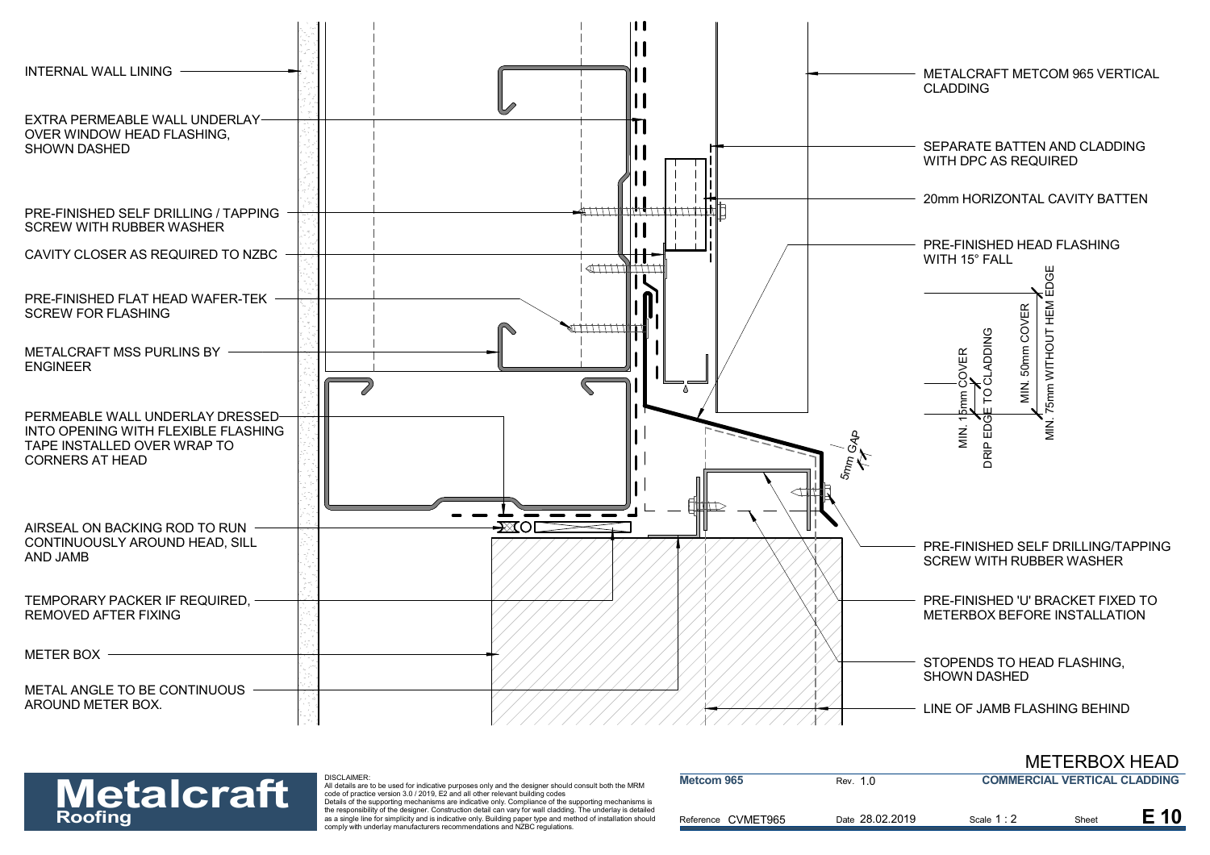INTERNAL WALL LINING

EXTRA PERMEABLE WALL UNDERLAY OVER WINDOW HEAD FLASHING, SHOWN DASHED

PRE-FINISHED SELF DRILLING / TAPPING SCREW WITH RUBBER WASHER

CAVITY CLOSER AS REQUIRED TO NZBC

PRE-FINISHED FLAT HEAD WAFER-TEK SCREW FOR FLASHING

METALCRAFT MSS PURLINS BY ENGINEER

PERMEABLE WALL UNDERLAY DRESSED INTO OPENING WITH FLEXIBLE FLASHING TAPE INSTALLED OVER WRAP TO CORNERS AT HEAD

AIRSEAL ON BACKING ROD TO RUN CONTINUOUSLY AROUND HEAD, SILL AND JAMB

TEMPORARY PACKER IF REQUIRED, REMOVED AFTER FIXING

METER BOX

METAL ANGLE TO BE CONTINUOUS AROUND METER BOX.

METALCRAFT METCOM 965 VERTICAL CLADDING

SEPARATE BATTEN AND CLADDING WITH DPC AS REQUIRED

20mm HORIZONTAL CAVITY BATTEN

PRE-FINISHED HEAD FLASHING WITH 15° FALL

MIN. 15mm COVER

DRIP EDGE TO CLADDING

MIN. 50mm COVER

MIN. 75mm WITHOUT HEM EDGE

5mm GAP

PRE-FINISHED SELF DRILLING/TAPPING SCREW WITH RUBBER WASHER

PRE-FINISHED 'U' BRACKET FIXED TO METERBOX BEFORE INSTALLATION

STOPENDS TO HEAD FLASHING, SHOWN DASHED

LINE OF JAMB FLASHING BEHIND

# METERBOX HEAD

**Metalcraft Roofing**

DISCLAIMER:
All details are to be used for indicative purposes only and the designer should consult both the MRM code of practice version 3.0 / 2019, E2 and all other relevant building codes
Details of the supporting mechanisms are indicative only. Compliance of the supporting mechanisms is the responsibility of the designer. Construction detail can vary for wall cladding. The underlay is detailed as a single line for simplicity and is indicative only. Building paper type and method of installation should comply with underlay manufacturers recommendations and NZBC regulations.

| Metcom 965 | Rev. 1.0 | COMMERCIAL VERTICAL CLADDING | | |
|---|---|---|---|---|
| Reference CVMET965 | Date 28.02.2019 | Scale 1 : 2 | Sheet | E 10 |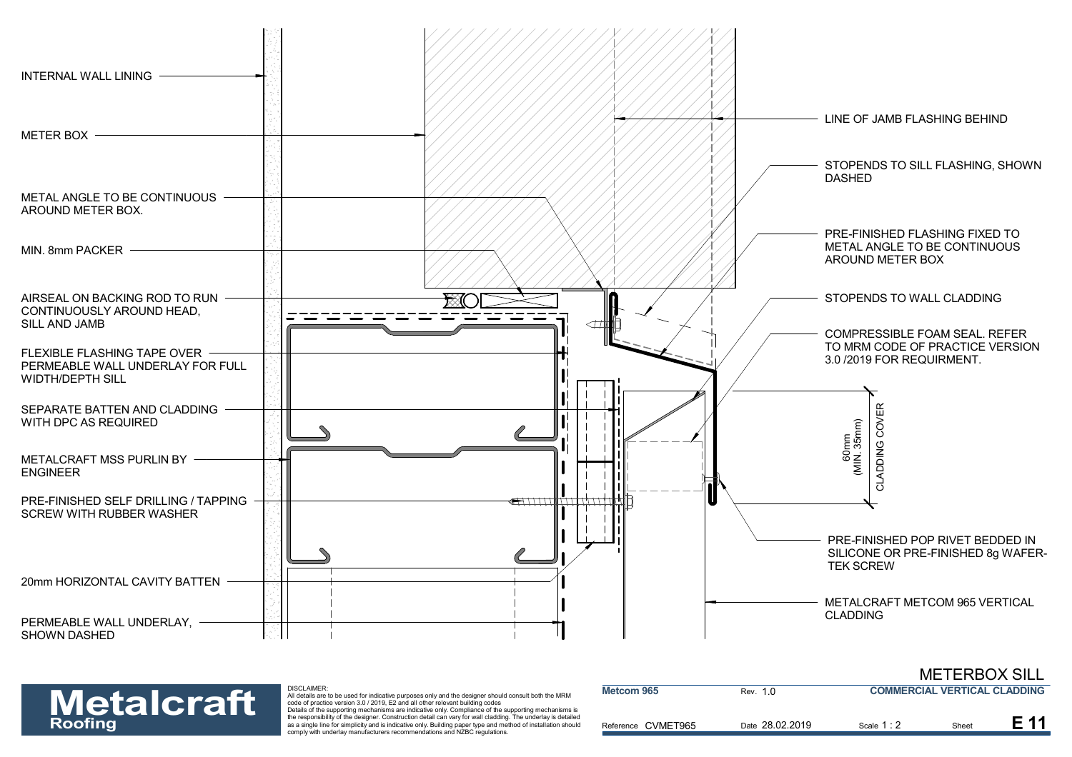INTERNAL WALL LINING

METER BOX

METAL ANGLE TO BE CONTINUOUS AROUND METER BOX.

MIN. 8mm PACKER

AIRSEAL ON BACKING ROD TO RUN CONTINUOUSLY AROUND HEAD, SILL AND JAMB

FLEXIBLE FLASHING TAPE OVER PERMEABLE WALL UNDERLAY FOR FULL WIDTH/DEPTH SILL

SEPARATE BATTEN AND CLADDING WITH DPC AS REQUIRED

METALCRAFT MSS PURLIN BY ENGINEER

PRE-FINISHED SELF DRILLING / TAPPING SCREW WITH RUBBER WASHER

20mm HORIZONTAL CAVITY BATTEN

PERMEABLE WALL UNDERLAY, SHOWN DASHED

LINE OF JAMB FLASHING BEHIND

STOPENDS TO SILL FLASHING, SHOWN DASHED

PRE-FINISHED FLASHING FIXED TO METAL ANGLE TO BE CONTINUOUS AROUND METER BOX

STOPENDS TO WALL CLADDING

COMPRESSIBLE FOAM SEAL. REFER TO MRM CODE OF PRACTICE VERSION 3.0 /2019 FOR REQUIRMENT.

60mm (MIN. 35mm) CLADDING COVER

PRE-FINISHED POP RIVET BEDDED IN SILICONE OR PRE-FINISHED 8g WAFER-TEK SCREW

METALCRAFT METCOM 965 VERTICAL CLADDING

# METERBOX SILL

**Metalcraft Roofing**

DISCLAIMER:
All details are to be used for indicative purposes only and the designer should consult both the MRM code of practice version 3.0 / 2019, E2 and all other relevant building codes
Details of the supporting mechanisms are indicative only. Compliance of the supporting mechanisms is the responsibility of the designer. Construction detail can vary for wall cladding. The underlay is detailed as a single line for simplicity and is indicative only. Building paper type and method of installation should comply with underlay manufacturers recommendations and NZBC regulations.

| Metcom 965 | Rev. 1.0 | COMMERCIAL VERTICAL CLADDING | | |
|---|---|---|---|---|
| Reference CVMET965 | Date 28.02.2019 | Scale 1 : 2 | Sheet | E 11 |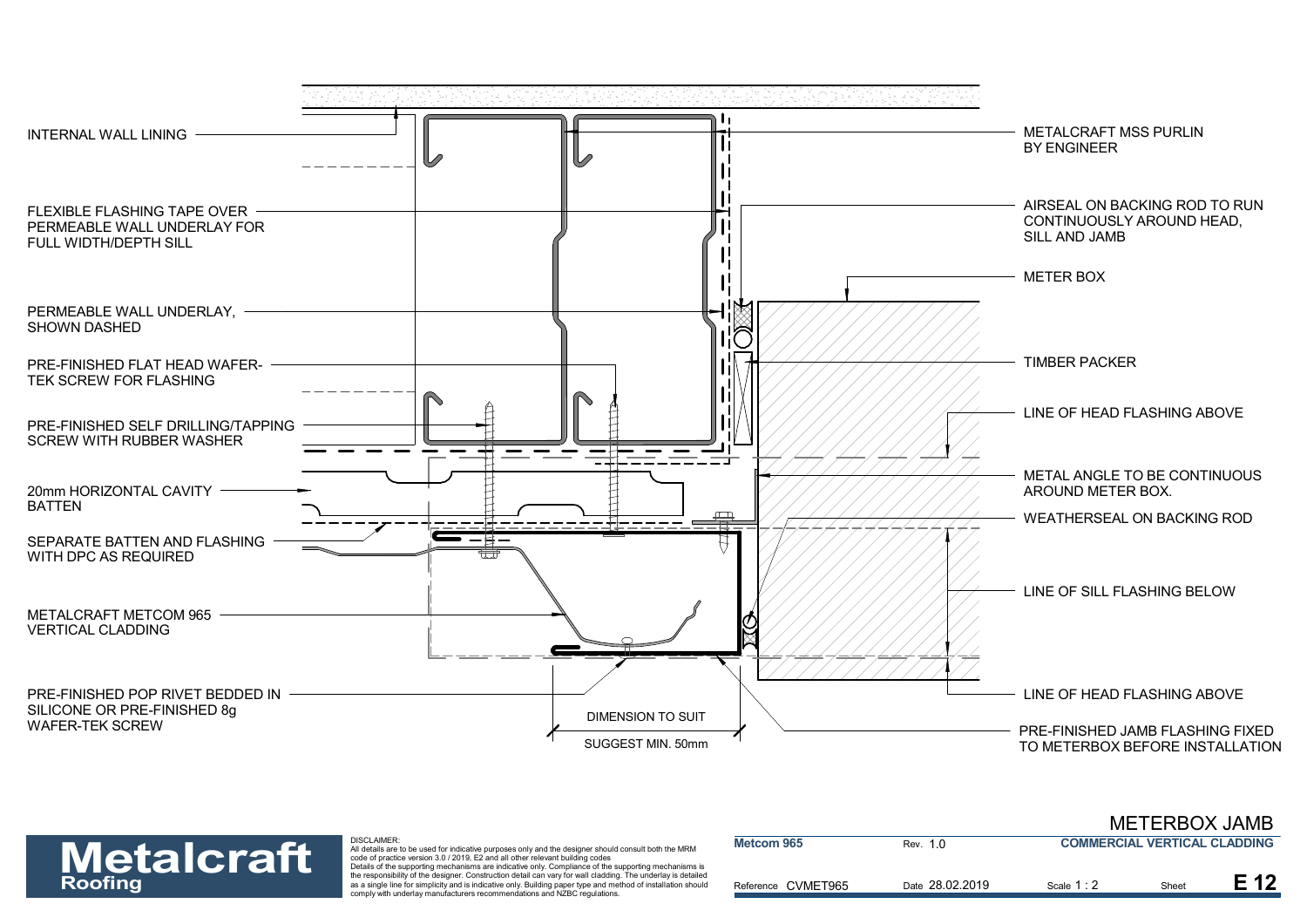INTERNAL WALL LINING

FLEXIBLE FLASHING TAPE OVER PERMEABLE WALL UNDERLAY FOR FULL WIDTH/DEPTH SILL

PERMEABLE WALL UNDERLAY, SHOWN DASHED

PRE-FINISHED FLAT HEAD WAFER-TEK SCREW FOR FLASHING

PRE-FINISHED SELF DRILLING/TAPPING SCREW WITH RUBBER WASHER

20mm HORIZONTAL CAVITY BATTEN

SEPARATE BATTEN AND FLASHING WITH DPC AS REQUIRED

METALCRAFT METCOM 965 VERTICAL CLADDING

PRE-FINISHED POP RIVET BEDDED IN SILICONE OR PRE-FINISHED 8g WAFER-TEK SCREW

DIMENSION TO SUIT

SUGGEST MIN. 50mm

METALCRAFT MSS PURLIN BY ENGINEER

AIRSEAL ON BACKING ROD TO RUN CONTINUOUSLY AROUND HEAD, SILL AND JAMB

METER BOX

TIMBER PACKER

LINE OF HEAD FLASHING ABOVE

METAL ANGLE TO BE CONTINUOUS AROUND METER BOX.

WEATHERSEAL ON BACKING ROD

LINE OF SILL FLASHING BELOW

LINE OF HEAD FLASHING ABOVE

PRE-FINISHED JAMB FLASHING FIXED TO METERBOX BEFORE INSTALLATION

**Metalcraft Roofing**

DISCLAIMER:
All details are to be used for indicative purposes only and the designer should consult both the MRM code of practice version 3.0 / 2019, E2 and all other relevant building codes
Details of the supporting mechanisms are indicative only. Compliance of the supporting mechanisms is the responsibility of the designer. Construction detail can vary for wall cladding. The underlay is detailed as a single line for simplicity and is indicative only. Building paper type and method of installation should comply with underlay manufacturers recommendations and NZBC regulations.

## METERBOX JAMB

| Metcom 965 | Rev. 1.0 | COMMERCIAL VERTICAL CLADDING | |
|---|---|---|---|
| Reference CVMET965 | Date 28.02.2019 | Scale 1 : 2 | Sheet **E 12** |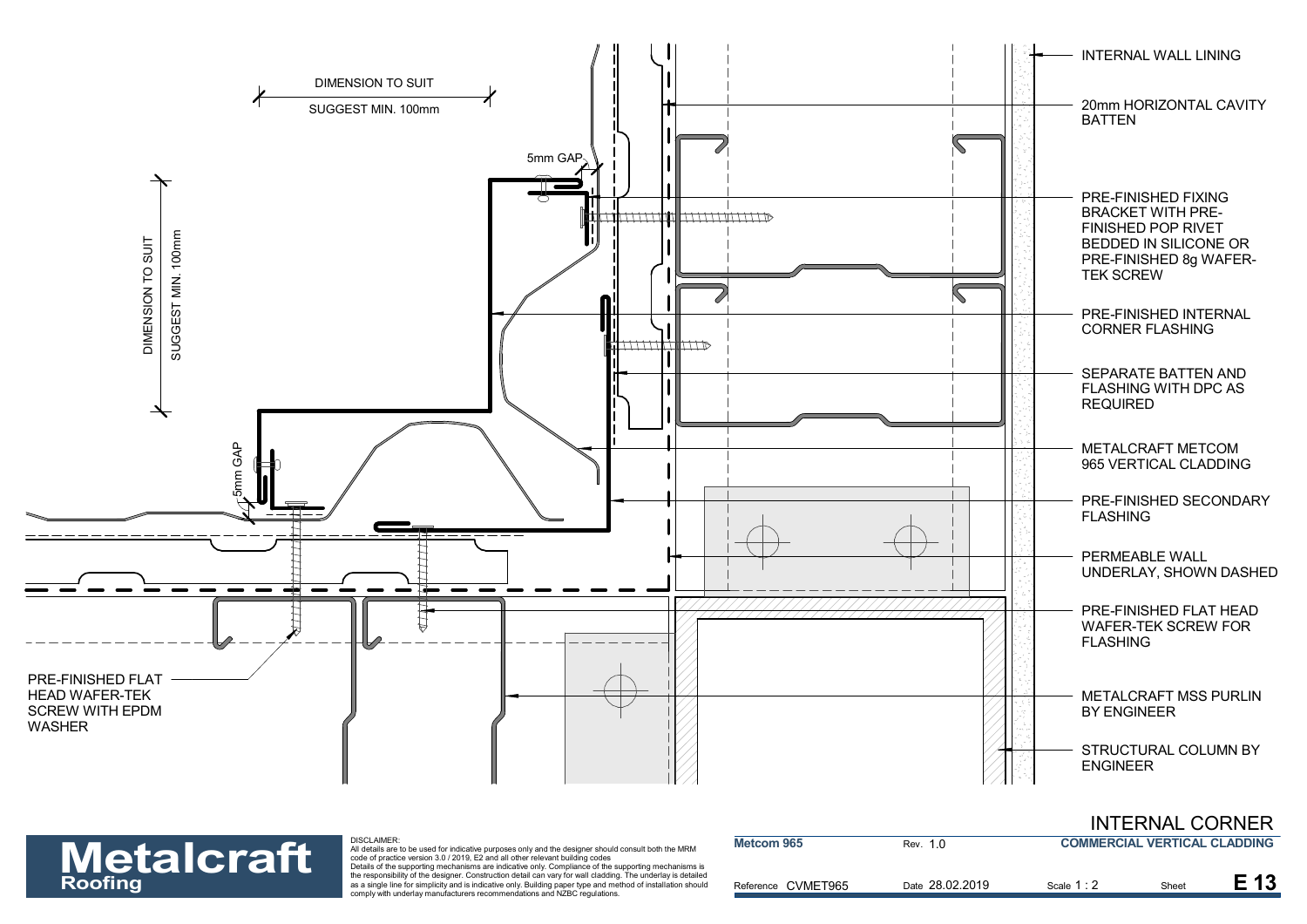DIMENSION TO SUIT
SUGGEST MIN. 100mm

5mm GAP

DIMENSION TO SUIT
SUGGEST MIN. 100mm

5mm GAP

PRE-FINISHED FLAT HEAD WAFER-TEK SCREW WITH EPDM WASHER

INTERNAL WALL LINING

20mm HORIZONTAL CAVITY BATTEN

PRE-FINISHED FIXING BRACKET WITH PRE-FINISHED POP RIVET BEDDED IN SILICONE OR PRE-FINISHED 8g WAFER-TEK SCREW

PRE-FINISHED INTERNAL CORNER FLASHING

SEPARATE BATTEN AND FLASHING WITH DPC AS REQUIRED

METALCRAFT METCOM 965 VERTICAL CLADDING

PRE-FINISHED SECONDARY FLASHING

PERMEABLE WALL UNDERLAY, SHOWN DASHED

PRE-FINISHED FLAT HEAD WAFER-TEK SCREW FOR FLASHING

METALCRAFT MSS PURLIN BY ENGINEER

STRUCTURAL COLUMN BY ENGINEER

# INTERNAL CORNER

**Metalcraft Roofing**

DISCLAIMER:
All details are to be used for indicative purposes only and the designer should consult both the MRM code of practice version 3.0 / 2019, E2 and all other relevant building codes
Details of the supporting mechanisms are indicative only. Compliance of the supporting mechanisms is the responsibility of the designer. Construction detail can vary for wall cladding. The underlay is detailed as a single line for simplicity and is indicative only. Building paper type and method of installation should comply with underlay manufacturers recommendations and NZBC regulations.

| **Metcom 965** | Rev. 1.0 | **COMMERCIAL VERTICAL CLADDING** | | |
|---|---|---|---|---|
| Reference CVMET965 | Date 28.02.2019 | Scale 1 : 2 | Sheet | **E 13** |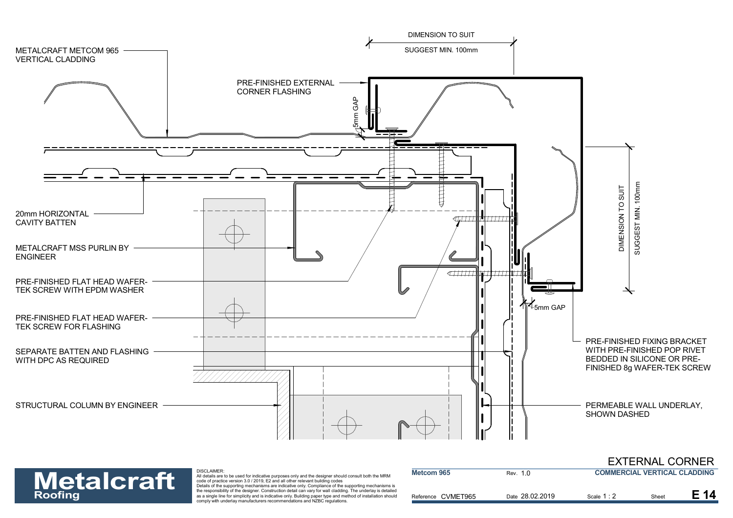METALCRAFT METCOM 965
VERTICAL CLADDING

PRE-FINISHED EXTERNAL
CORNER FLASHING

DIMENSION TO SUIT

SUGGEST MIN. 100mm

5mm GAP

20mm HORIZONTAL
CAVITY BATTEN

METALCRAFT MSS PURLIN BY
ENGINEER

PRE-FINISHED FLAT HEAD WAFER-
TEK SCREW WITH EPDM WASHER

PRE-FINISHED FLAT HEAD WAFER-
TEK SCREW FOR FLASHING

SEPARATE BATTEN AND FLASHING
WITH DPC AS REQUIRED

STRUCTURAL COLUMN BY ENGINEER

DIMENSION TO SUIT

SUGGEST MIN. 100mm

5mm GAP

PRE-FINISHED FIXING BRACKET
WITH PRE-FINISHED POP RIVET
BEDDED IN SILICONE OR PRE-
FINISHED 8g WAFER-TEK SCREW

PERMEABLE WALL UNDERLAY,
SHOWN DASHED

**Metalcraft** Roofing

DISCLAIMER:
All details are to be used for indicative purposes only and the designer should consult both the MRM code of practice version 3.0 / 2019, E2 and all other relevant building codes
Details of the supporting mechanisms are indicative only. Compliance of the supporting mechanisms is the responsibility of the designer. Construction detail can vary for wall cladding. The underlay is detailed as a single line for simplicity and is indicative only. Building paper type and method of installation should comply with underlay manufacturers recommendations and NZBC regulations.

# EXTERNAL CORNER

| **Metcom 965** | Rev. 1.0 | **COMMERCIAL VERTICAL CLADDING** | |
|---|---|---|---|
| Reference CVMET965 | Date 28.02.2019 | Scale 1 : 2 | Sheet **E 14** |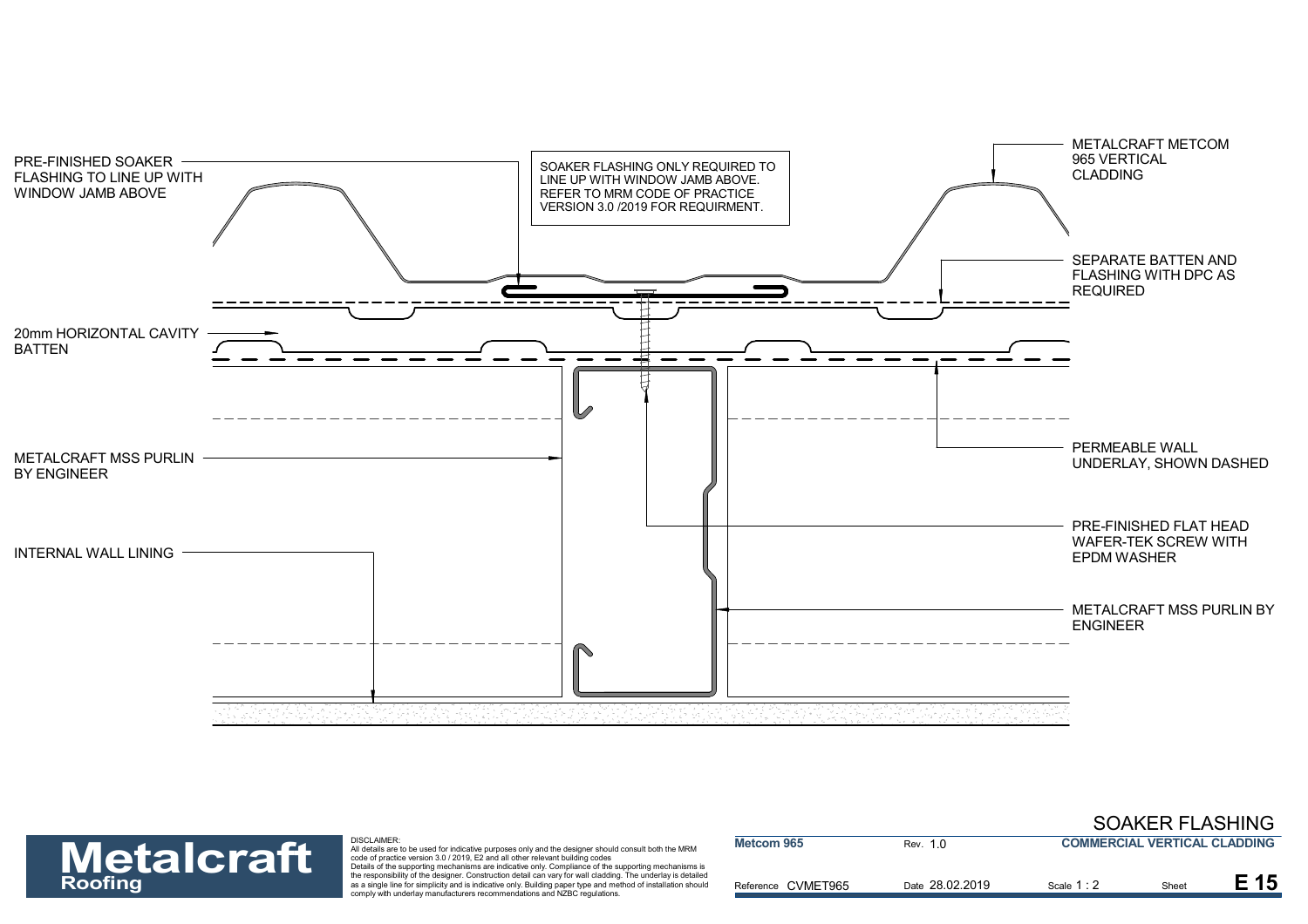PRE-FINISHED SOAKER FLASHING TO LINE UP WITH WINDOW JAMB ABOVE

SOAKER FLASHING ONLY REQUIRED TO LINE UP WITH WINDOW JAMB ABOVE. REFER TO MRM CODE OF PRACTICE VERSION 3.0 /2019 FOR REQUIRMENT.

METALCRAFT METCOM 965 VERTICAL CLADDING

SEPARATE BATTEN AND FLASHING WITH DPC AS REQUIRED

20mm HORIZONTAL CAVITY BATTEN

METALCRAFT MSS PURLIN BY ENGINEER

PERMEABLE WALL UNDERLAY, SHOWN DASHED

PRE-FINISHED FLAT HEAD WAFER-TEK SCREW WITH EPDM WASHER

INTERNAL WALL LINING

METALCRAFT MSS PURLIN BY ENGINEER

**Metalcraft** Roofing

DISCLAIMER:
All details are to be used for indicative purposes only and the designer should consult both the MRM code of practice version 3.0 / 2019, E2 and all other relevant building codes
Details of the supporting mechanisms are indicative only. Compliance of the supporting mechanisms is the responsibility of the designer. Construction detail can vary for wall cladding. The underlay is detailed as a single line for simplicity and is indicative only. Building paper type and method of installation should comply with underlay manufacturers recommendations and NZBC regulations.

## SOAKER FLASHING

| **Metcom 965** | Rev. 1.0 | **COMMERCIAL VERTICAL CLADDING** | |
|---|---|---|---|
| Reference CVMET965 | Date 28.02.2019 | Scale 1 : 2 | Sheet **E 15** |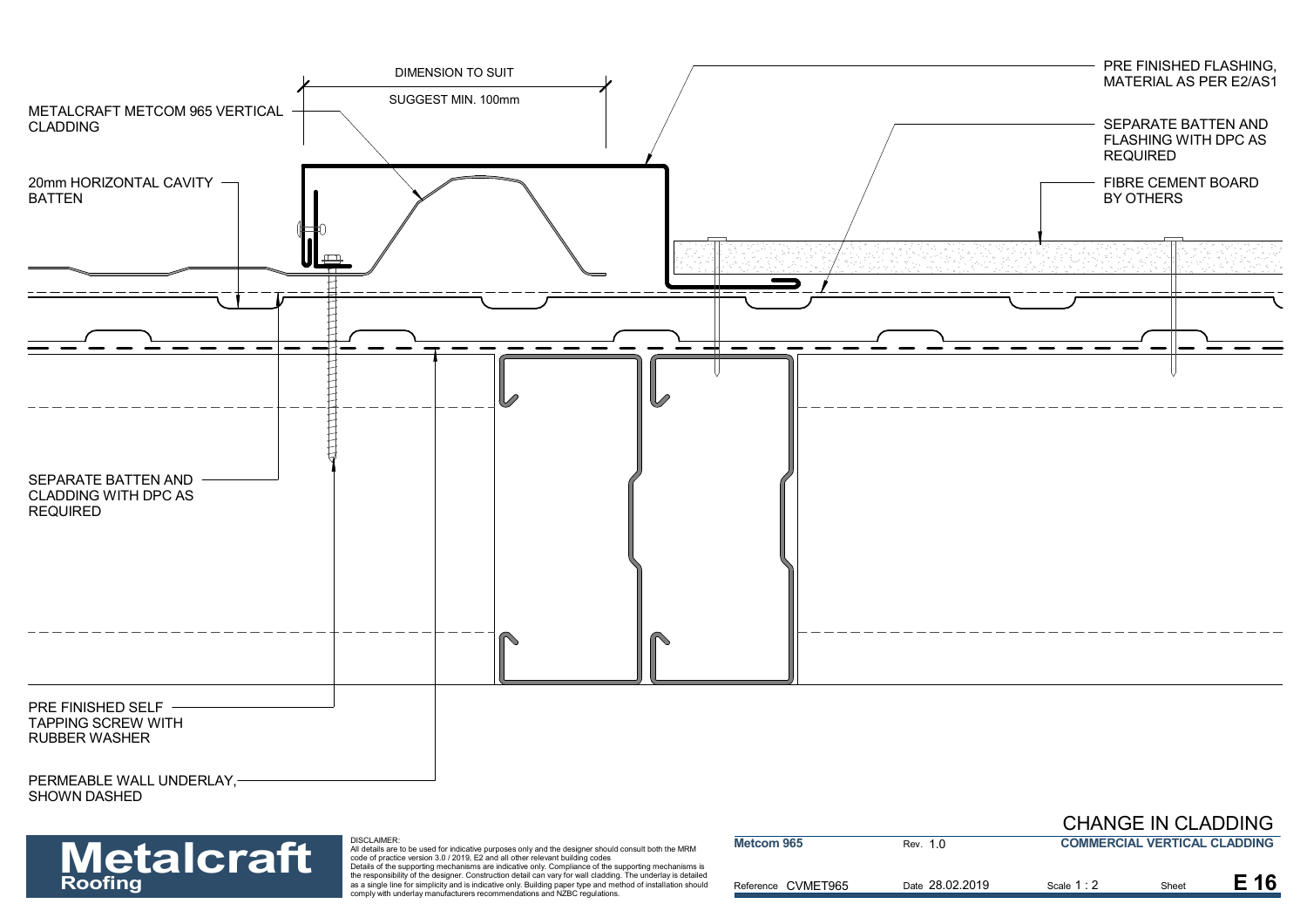DIMENSION TO SUIT

SUGGEST MIN. 100mm

METALCRAFT METCOM 965 VERTICAL CLADDING

20mm HORIZONTAL CAVITY BATTEN

PRE FINISHED FLASHING, MATERIAL AS PER E2/AS1

SEPARATE BATTEN AND FLASHING WITH DPC AS REQUIRED

FIBRE CEMENT BOARD BY OTHERS

SEPARATE BATTEN AND CLADDING WITH DPC AS REQUIRED

PRE FINISHED SELF TAPPING SCREW WITH RUBBER WASHER

PERMEABLE WALL UNDERLAY, SHOWN DASHED

# CHANGE IN CLADDING

**Metalcraft Roofing**

DISCLAIMER:
All details are to be used for indicative purposes only and the designer should consult both the MRM code of practice version 3.0 / 2019, E2 and all other relevant building codes
Details of the supporting mechanisms are indicative only. Compliance of the supporting mechanisms is the responsibility of the designer. Construction detail can vary for wall cladding. The underlay is detailed as a single line for simplicity and is indicative only. Building paper type and method of installation should comply with underlay manufacturers recommendations and NZBC regulations.

| **Metcom 965** | Rev. 1.0 | **COMMERCIAL VERTICAL CLADDING** | | |
|---|---|---|---|---|
| Reference CVMET965 | Date 28.02.2019 | Scale 1 : 2 | Sheet | **E 16** |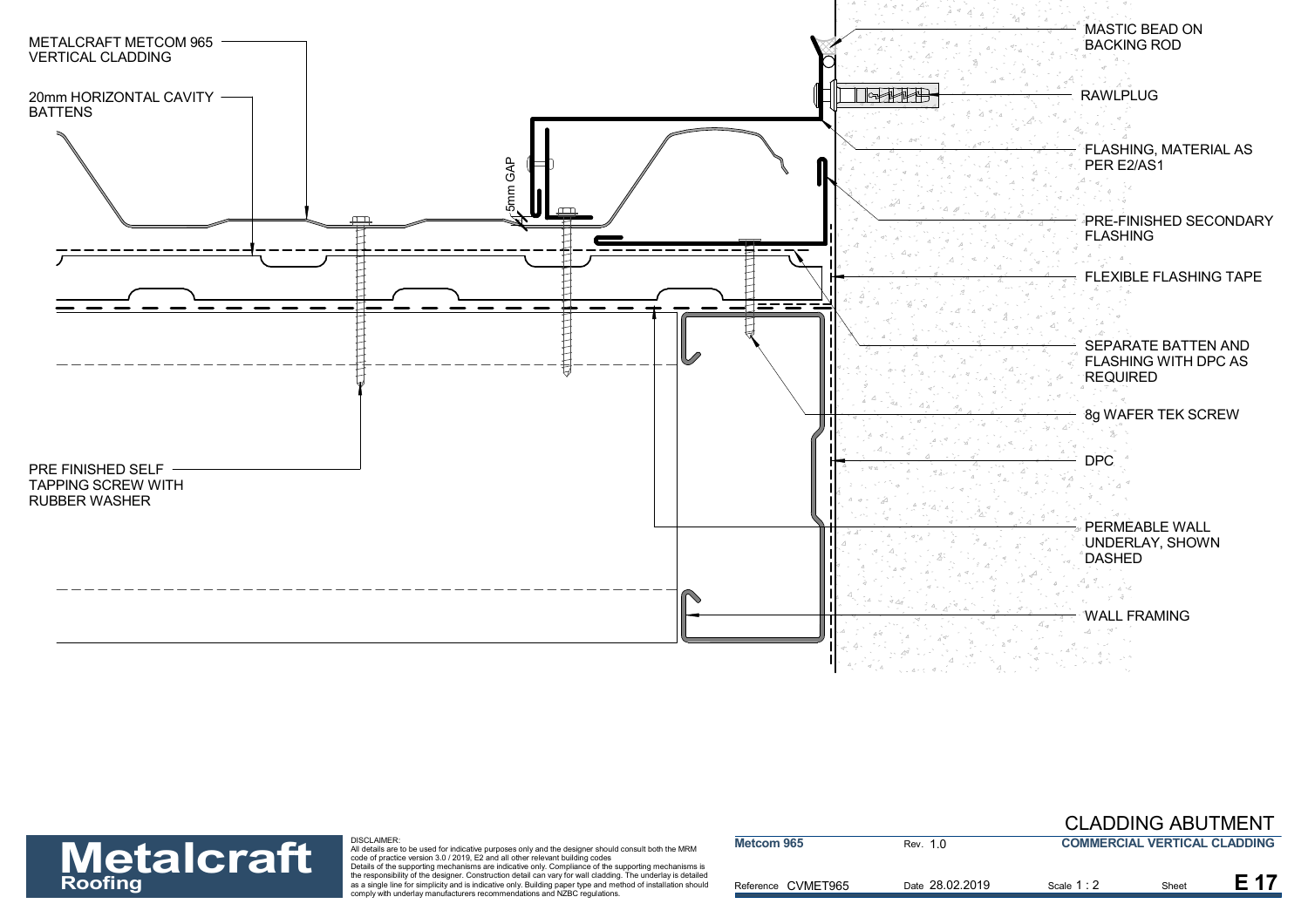METALCRAFT METCOM 965 VERTICAL CLADDING

20mm HORIZONTAL CAVITY BATTENS

5mm GAP

PRE FINISHED SELF TAPPING SCREW WITH RUBBER WASHER

MASTIC BEAD ON BACKING ROD

RAWLPLUG

FLASHING, MATERIAL AS PER E2/AS1

PRE-FINISHED SECONDARY FLASHING

FLEXIBLE FLASHING TAPE

SEPARATE BATTEN AND FLASHING WITH DPC AS REQUIRED

8g WAFER TEK SCREW

DPC

PERMEABLE WALL UNDERLAY, SHOWN DASHED

WALL FRAMING

**Metalcraft Roofing**

DISCLAIMER:
All details are to be used for indicative purposes only and the designer should consult both the MRM code of practice version 3.0 / 2019, E2 and all other relevant building codes
Details of the supporting mechanisms are indicative only. Compliance of the supporting mechanisms is the responsibility of the designer. Construction detail can vary for wall cladding. The underlay is detailed as a single line for simplicity and is indicative only. Building paper type and method of installation should comply with underlay manufacturers recommendations and NZBC regulations.

| Metcom 965 | Rev. 1.0 | CLADDING ABUTMENT | |
|---|---|---|---|
| | | COMMERCIAL VERTICAL CLADDING | |
| Reference CVMET965 | Date 28.02.2019 | Scale 1 : 2 | Sheet E 17 |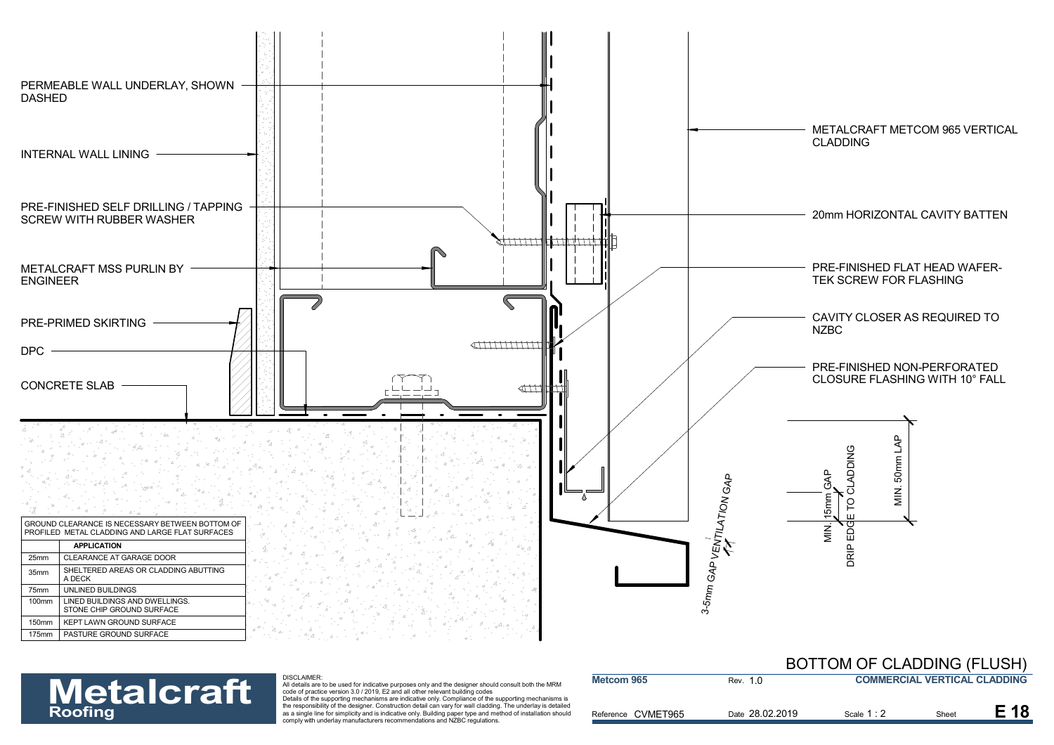PERMEABLE WALL UNDERLAY, SHOWN DASHED

INTERNAL WALL LINING

PRE-FINISHED SELF DRILLING / TAPPING SCREW WITH RUBBER WASHER

METALCRAFT MSS PURLIN BY ENGINEER

PRE-PRIMED SKIRTING

DPC

CONCRETE SLAB

METALCRAFT METCOM 965 VERTICAL CLADDING

20mm HORIZONTAL CAVITY BATTEN

PRE-FINISHED FLAT HEAD WAFER-TEK SCREW FOR FLASHING

CAVITY CLOSER AS REQUIRED TO NZBC

PRE-FINISHED NON-PERFORATED CLOSURE FLASHING WITH 10° FALL

3-5mm GAP VENTILATION GAP

MIN. 15mm GAP

DRIP EDGE TO CLADDING

MIN. 50mm LAP

| GROUND CLEARANCE IS NECESSARY BETWEEN BOTTOM OF PROFILED METAL CLADDING AND LARGE FLAT SURFACES | |
|---|---|
| | **APPLICATION** |
| 25mm | CLEARANCE AT GARAGE DOOR |
| 35mm | SHELTERED AREAS OR CLADDING ABUTTING A DECK |
| 75mm | UNLINED BUILDINGS |
| 100mm | LINED BUILDINGS AND DWELLINGS. STONE CHIP GROUND SURFACE |
| 150mm | KEPT LAWN GROUND SURFACE |
| 175mm | PASTURE GROUND SURFACE |

# BOTTOM OF CLADDING (FLUSH)

**Metalcraft** Roofing

DISCLAIMER:
All details are to be used for indicative purposes only and the designer should consult both the MRM code of practice version 3.0 / 2019, E2 and all other relevant building codes
Details of the supporting mechanisms are indicative only. Compliance of the supporting mechanisms is the responsibility of the designer. Construction detail can vary for wall cladding. The underlay is detailed as a single line for simplicity and is indicative only. Building paper type and method of installation should comply with underlay manufacturers recommendations and NZBC regulations.

| **Metcom 965** | Rev. 1.0 | **COMMERCIAL VERTICAL CLADDING** | |
|---|---|---|---|
| Reference CVMET965 | Date 28.02.2019 | Scale 1 : 2 | Sheet **E 18** |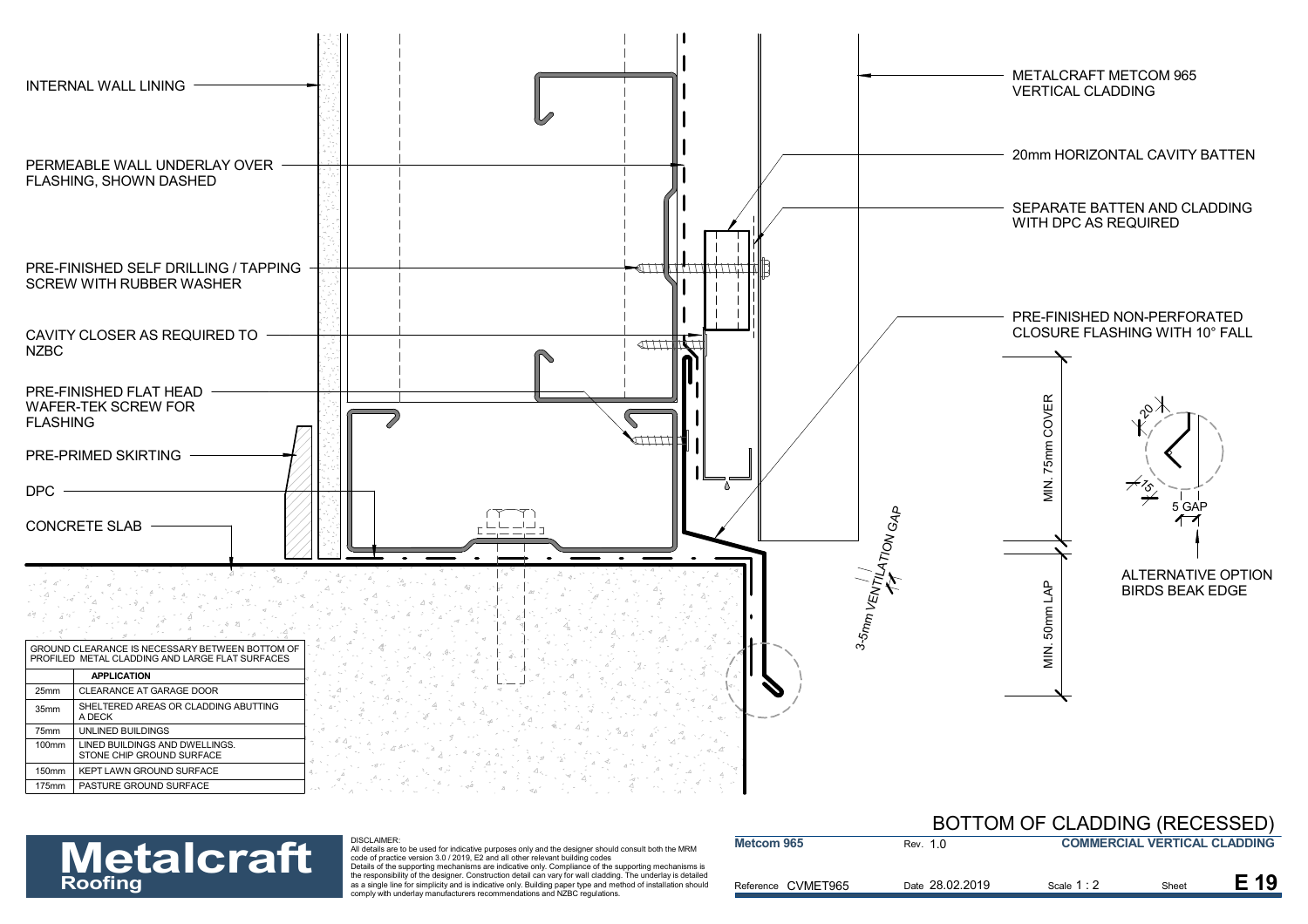INTERNAL WALL LINING

PERMEABLE WALL UNDERLAY OVER FLASHING, SHOWN DASHED

PRE-FINISHED SELF DRILLING / TAPPING SCREW WITH RUBBER WASHER

CAVITY CLOSER AS REQUIRED TO NZBC

PRE-FINISHED FLAT HEAD WAFER-TEK SCREW FOR FLASHING

PRE-PRIMED SKIRTING

DPC

CONCRETE SLAB

METALCRAFT METCOM 965 VERTICAL CLADDING

20mm HORIZONTAL CAVITY BATTEN

SEPARATE BATTEN AND CLADDING WITH DPC AS REQUIRED

PRE-FINISHED NON-PERFORATED CLOSURE FLASHING WITH 10° FALL

MIN. 75mm COVER

MIN. 50mm LAP

3-5mm VENTILATION GAP

20

15

5 GAP

ALTERNATIVE OPTION BIRDS BEAK EDGE

| GROUND CLEARANCE IS NECESSARY BETWEEN BOTTOM OF PROFILED METAL CLADDING AND LARGE FLAT SURFACES | |
|---|---|
| | **APPLICATION** |
| 25mm | CLEARANCE AT GARAGE DOOR |
| 35mm | SHELTERED AREAS OR CLADDING ABUTTING A DECK |
| 75mm | UNLINED BUILDINGS |
| 100mm | LINED BUILDINGS AND DWELLINGS. STONE CHIP GROUND SURFACE |
| 150mm | KEPT LAWN GROUND SURFACE |
| 175mm | PASTURE GROUND SURFACE |

# BOTTOM OF CLADDING (RECESSED)

**Metalcraft Roofing**

DISCLAIMER:
All details are to be used for indicative purposes only and the designer should consult both the MRM code of practice version 3.0 / 2019, E2 and all other relevant building codes
Details of the supporting mechanisms are indicative only. Compliance of the supporting mechanisms is the responsibility of the designer. Construction detail can vary for wall cladding. The underlay is detailed as a single line for simplicity and is indicative only. Building paper type and method of installation should comply with underlay manufacturers recommendations and NZBC regulations.

| **Metcom 965** | Rev. 1.0 | **COMMERCIAL VERTICAL CLADDING** | |
|---|---|---|---|
| Reference CVMET965 | Date 28.02.2019 | Scale 1 : 2 | Sheet **E 19** |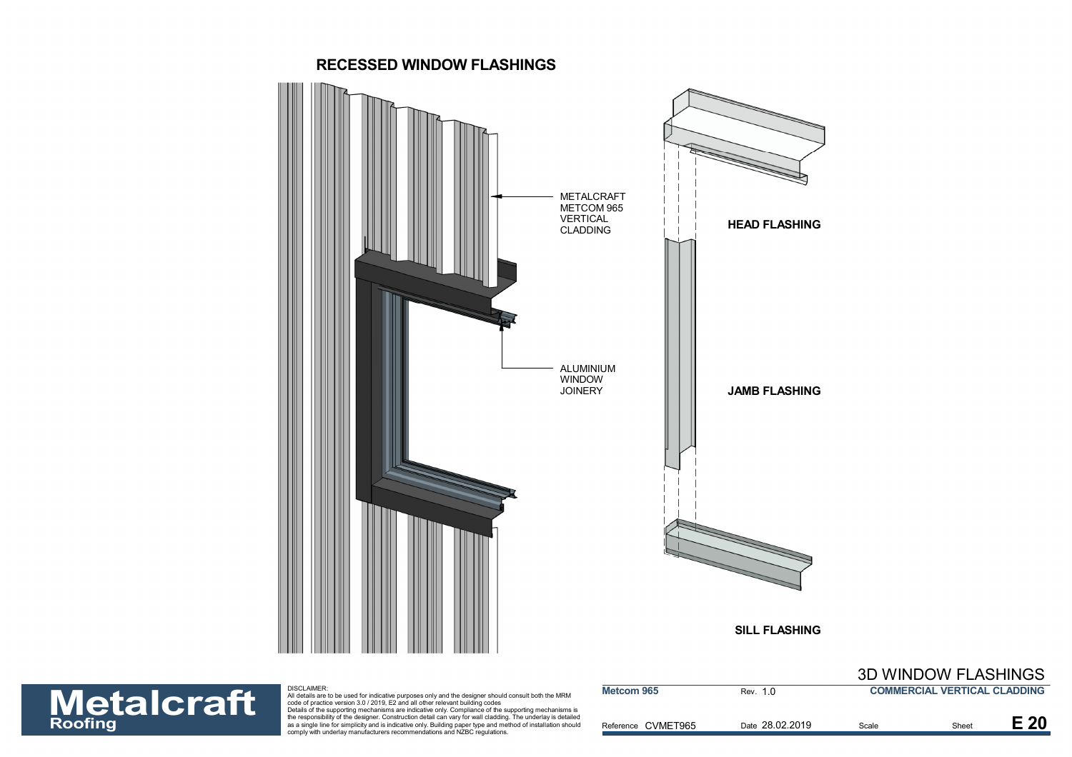# RECESSED WINDOW FLASHINGS

METALCRAFT METCOM 965 VERTICAL CLADDING

ALUMINIUM WINDOW JOINERY

HEAD FLASHING

JAMB FLASHING

SILL FLASHING

## 3D WINDOW FLASHINGS

DISCLAIMER:
All details are to be used for indicative purposes only and the designer should consult both the MRM code of practice version 3.0 / 2019, E2 and all other relevant building codes
Details of the supporting mechanisms are indicative only. Compliance of the supporting mechanisms is the responsibility of the designer. Construction detail can vary for wall cladding. The underlay is detailed as a single line for simplicity and is indicative only. Building paper type and method of installation should comply with underlay manufacturers recommendations and NZBC regulations.

| Metcom 965 | Rev. 1.0 | COMMERCIAL VERTICAL CLADDING | |
|---|---|---|---|
| Reference CVMET965 | Date 28.02.2019 | Scale | Sheet E 20 |

Metalcraft Roofing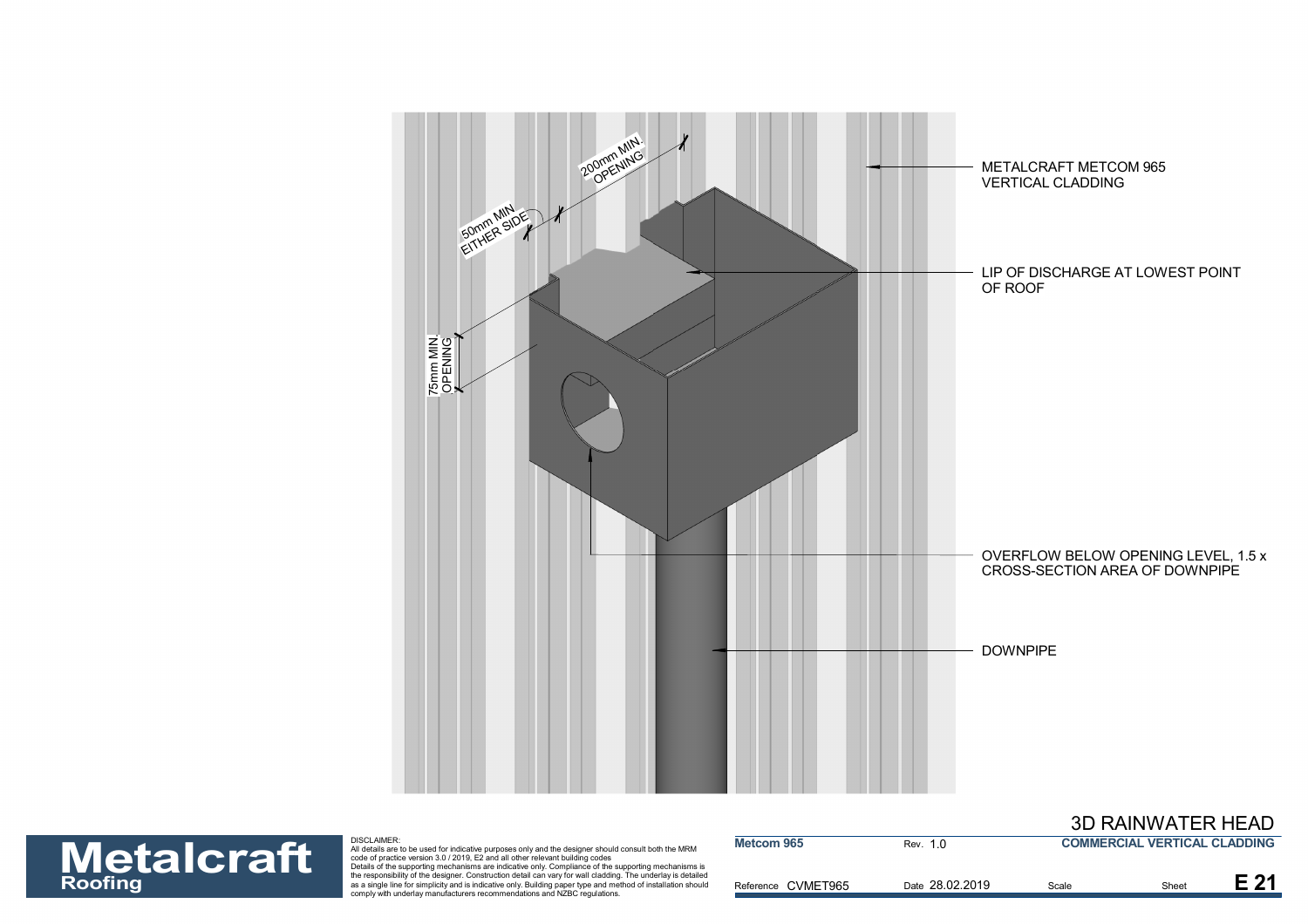200mm MIN. OPENING

50mm MIN. EITHER SIDE

75mm MIN. OPENING

METALCRAFT METCOM 965 VERTICAL CLADDING

LIP OF DISCHARGE AT LOWEST POINT OF ROOF

OVERFLOW BELOW OPENING LEVEL, 1.5 x CROSS-SECTION AREA OF DOWNPIPE

DOWNPIPE

# 3D RAINWATER HEAD

**Metalcraft**
**Roofing**

DISCLAIMER:
All details are to be used for indicative purposes only and the designer should consult both the MRM code of practice version 3.0 / 2019, E2 and all other relevant building codes
Details of the supporting mechanisms are indicative only. Compliance of the supporting mechanisms is the responsibility of the designer. Construction detail can vary for wall cladding. The underlay is detailed as a single line for simplicity and is indicative only. Building paper type and method of installation should comply with underlay manufacturers recommendations and NZBC regulations.

| | | | |
|---|---|---|---|
| **Metcom 965** | Rev. 1.0 | **COMMERCIAL VERTICAL CLADDING** | |
| Reference CVMET965 | Date 28.02.2019 | Scale | Sheet **E 21** |